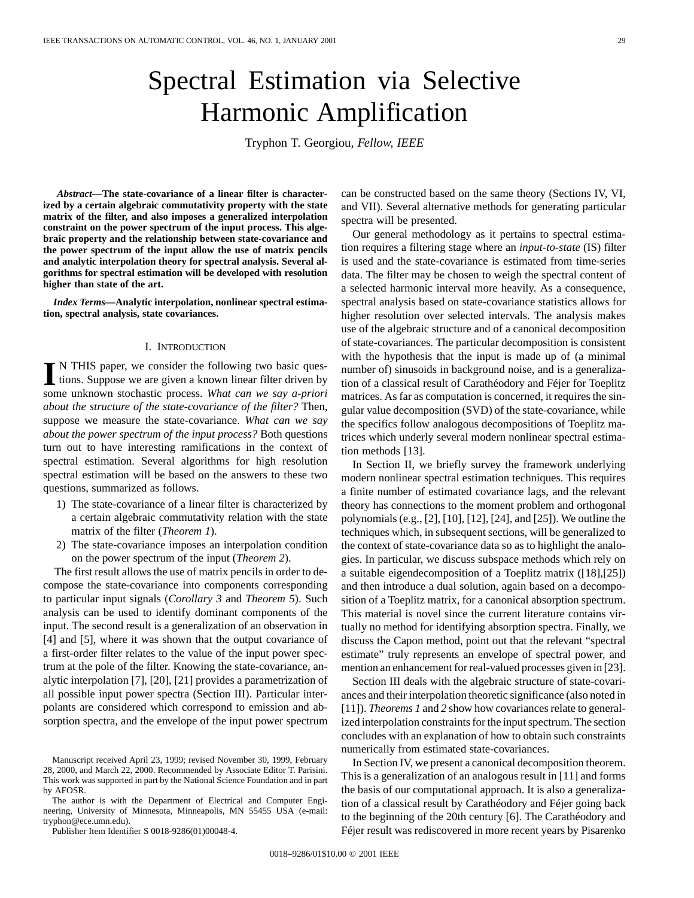# Spectral Estimation via Selective Harmonic Amplification

Tryphon T. Georgiou, *Fellow, IEEE*

***Abstract*—The state-covariance of a linear filter is characterized by a certain algebraic commutativity property with the state matrix of the filter, and also imposes a generalized interpolation constraint on the power spectrum of the input process. This algebraic property and the relationship between state-covariance and the power spectrum of the input allow the use of matrix pencils and analytic interpolation theory for spectral analysis. Several algorithms for spectral estimation will be developed with resolution higher than state of the art.**

***Index Terms*—Analytic interpolation, nonlinear spectral estimation, spectral analysis, state covariances.**

## I. Introduction

IN THIS paper, we consider the following two basic questions. Suppose we are given a known linear filter driven by some unknown stochastic process. *What can we say a-priori about the structure of the state-covariance of the filter?* Then, suppose we measure the state-covariance. *What can we say about the power spectrum of the input process?* Both questions turn out to have interesting ramifications in the context of spectral estimation. Several algorithms for high resolution spectral estimation will be based on the answers to these two questions, summarized as follows.

1) The state-covariance of a linear filter is characterized by a certain algebraic commutativity relation with the state matrix of the filter (*Theorem 1*).
2) The state-covariance imposes an interpolation condition on the power spectrum of the input (*Theorem 2*).

The first result allows the use of matrix pencils in order to decompose the state-covariance into components corresponding to particular input signals (*Corollary 3* and *Theorem 5*). Such analysis can be used to identify dominant components of the input. The second result is a generalization of an observation in [4] and [5], where it was shown that the output covariance of a first-order filter relates to the value of the input power spectrum at the pole of the filter. Knowing the state-covariance, analytic interpolation [7], [20], [21] provides a parametrization of all possible input power spectra (Section III). Particular interpolants are considered which correspond to emission and absorption spectra, and the envelope of the input power spectrum can be constructed based on the same theory (Sections IV, VI, and VII). Several alternative methods for generating particular spectra will be presented.

Our general methodology as it pertains to spectral estimation requires a filtering stage where an *input-to-state* (IS) filter is used and the state-covariance is estimated from time-series data. The filter may be chosen to weigh the spectral content of a selected harmonic interval more heavily. As a consequence, spectral analysis based on state-covariance statistics allows for higher resolution over selected intervals. The analysis makes use of the algebraic structure and of a canonical decomposition of state-covariances. The particular decomposition is consistent with the hypothesis that the input is made up of (a minimal number of) sinusoids in background noise, and is a generalization of a classical result of Carathéodory and Féjer for Toeplitz matrices. As far as computation is concerned, it requires the singular value decomposition (SVD) of the state-covariance, while the specifics follow analogous decompositions of Toeplitz matrices which underly several modern nonlinear spectral estimation methods [13].

In Section II, we briefly survey the framework underlying modern nonlinear spectral estimation techniques. This requires a finite number of estimated covariance lags, and the relevant theory has connections to the moment problem and orthogonal polynomials (e.g., [2], [10], [12], [24], and [25]). We outline the techniques which, in subsequent sections, will be generalized to the context of state-covariance data so as to highlight the analogies. In particular, we discuss subspace methods which rely on a suitable eigendecomposition of a Toeplitz matrix ([18],[25]) and then introduce a dual solution, again based on a decomposition of a Toeplitz matrix, for a canonical absorption spectrum. This material is novel since the current literature contains virtually no method for identifying absorption spectra. Finally, we discuss the Capon method, point out that the relevant "spectral estimate" truly represents an envelope of spectral power, and mention an enhancement for real-valued processes given in [23].

Section III deals with the algebraic structure of state-covariances and their interpolation theoretic significance (also noted in [11]). *Theorems 1* and *2* show how covariances relate to generalized interpolation constraints for the input spectrum. The section concludes with an explanation of how to obtain such constraints numerically from estimated state-covariances.

In Section IV, we present a canonical decomposition theorem. This is a generalization of an analogous result in [11] and forms the basis of our computational approach. It is also a generalization of a classical result by Carathéodory and Féjer going back to the beginning of the 20th century [6]. The Carathéodory and Féjer result was rediscovered in more recent years by Pisarenko

Manuscript received April 23, 1999; revised November 30, 1999, February 28, 2000, and March 22, 2000. Recommended by Associate Editor T. Parisini. This work was supported in part by the National Science Foundation and in part by AFOSR.

The author is with the Department of Electrical and Computer Engineering, University of Minnesota, Minneapolis, MN 55455 USA (e-mail: tryphon@ece.umn.edu).

Publisher Item Identifier S 0018-9286(01)00048-4.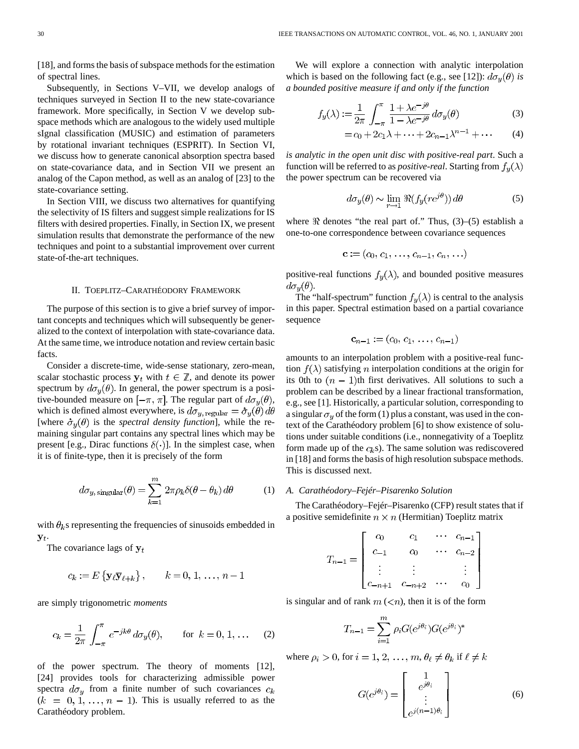[18], and forms the basis of subspace methods for the estimation of spectral lines.

Subsequently, in Sections V–VII, we develop analogs of techniques surveyed in Section II to the new state-covariance framework. More specifically, in Section V we develop subspace methods which are analogous to the widely used multiple sIgnal classification (MUSIC) and estimation of parameters by rotational invariant techniques (ESPRIT). In Section VI, we discuss how to generate canonical absorption spectra based on state-covariance data, and in Section VII we present an analog of the Capon method, as well as an analog of [23] to the state-covariance setting.

In Section VIII, we discuss two alternatives for quantifying the selectivity of IS filters and suggest simple realizations for IS filters with desired properties. Finally, in Section IX, we present simulation results that demonstrate the performance of the new techniques and point to a substantial improvement over current state-of-the-art techniques.

## II. Toeplitz–Carathéodory Framework

The purpose of this section is to give a brief survey of important concepts and techniques which will subsequently be generalized to the context of interpolation with state-covariance data. At the same time, we introduce notation and review certain basic facts.

Consider a discrete-time, wide-sense stationary, zero-mean, scalar stochastic process $\mathbf{y}_t$ with $t \in \mathbb{Z}$, and denote its power spectrum by $d\sigma_y(\theta)$. In general, the power spectrum is a positive-bounded measure on $[-\pi, \pi]$. The regular part of $d\sigma_y(\theta)$, which is defined almost everywhere, is $d\sigma_{y,\,\mathrm{regular}} = \hat{\sigma}_y(\theta)\,d\theta$ [where $\hat{\sigma}_y(\theta)$ is the *spectral density function*], while the remaining singular part contains any spectral lines which may be present [e.g., Dirac functions $\delta(\cdot)$]. In the simplest case, when it is of finite-type, then it is precisely of the form

$$d\sigma_{y,\,\mathrm{singular}}(\theta) = \sum_{k=1}^{m} 2\pi\rho_k \delta(\theta - \theta_k)\,d\theta \tag{1}$$

with $\theta_k$s representing the frequencies of sinusoids embedded in $\mathbf{y}_t$.

The covariance lags of $\mathbf{y}_t$

$$c_k := E\left\{\mathbf{y}_\ell \overline{\mathbf{y}}_{\ell+k}\right\}, \qquad k = 0, 1, \ldots, n-1$$

are simply trigonometric *moments*

$$c_k = \frac{1}{2\pi}\int_{-\pi}^{\pi} e^{-jk\theta}\,d\sigma_y(\theta), \qquad \text{for } k = 0, 1, \ldots \tag{2}$$

of the power spectrum. The theory of moments [12], [24] provides tools for characterizing admissible power spectra $d\sigma_y$ from a finite number of such covariances $c_k$ $(k = 0, 1, \ldots, n-1)$. This is usually referred to as the Carathéodory problem.

We will explore a connection with analytic interpolation which is based on the following fact (e.g., see [12]): *$d\sigma_y(\theta)$ is a bounded positive measure if and only if the function*

$$f_y(\lambda) := \frac{1}{2\pi}\int_{-\pi}^{\pi} \frac{1 + \lambda e^{-j\theta}}{1 - \lambda e^{-j\theta}}\,d\sigma_y(\theta) \tag{3}$$

$$= c_0 + 2c_1\lambda + \cdots + 2c_{n-1}\lambda^{n-1} + \cdots \tag{4}$$

*is analytic in the open unit disc with positive-real part*. Such a function will be referred to as *positive-real*. Starting from $f_y(\lambda)$ the power spectrum can be recovered via

$$d\sigma_y(\theta) \sim \lim_{r \to 1} \Re(f_y(re^{j\theta}))\,d\theta \tag{5}$$

where $\Re$ denotes "the real part of." Thus, (3)–(5) establish a one-to-one correspondence between covariance sequences

$$\mathbf{c} := (c_0, c_1, \ldots, c_{n-1}, c_n, \ldots)$$

positive-real functions $f_y(\lambda)$, and bounded positive measures $d\sigma_y(\theta)$.

The "half-spectrum" function $f_y(\lambda)$ is central to the analysis in this paper. Spectral estimation based on a partial covariance sequence

$$\mathbf{c}_{n-1} := (c_0, c_1, \ldots, c_{n-1})$$

amounts to an interpolation problem with a positive-real function $f(\lambda)$ satisfying $n$ interpolation conditions at the origin for its 0th to $(n-1)$th first derivatives. All solutions to such a problem can be described by a linear fractional transformation, e.g., see [1]. Historically, a particular solution, corresponding to a singular $\sigma_y$ of the form (1) plus a constant, was used in the context of the Carathéodory problem [6] to show existence of solutions under suitable conditions (i.e., nonnegativity of a Toeplitz form made up of the $c_k$s). The same solution was rediscovered in [18] and forms the basis of high resolution subspace methods. This is discussed next.

### A. Carathéodory–Fejér–Pisarenko Solution

The Carathéodory–Fejér–Pisarenko (CFP) result states that if a positive semidefinite $n \times n$ (Hermitian) Toeplitz matrix

$$T_{n-1} = \begin{bmatrix} c_0 & c_1 & \cdots & c_{n-1} \\ c_{-1} & c_0 & \cdots & c_{n-2} \\ \vdots & \vdots & & \vdots \\ c_{-n+1} & c_{-n+2} & \cdots & c_0 \end{bmatrix}$$

is singular and of rank $m\ (<n)$, then it is of the form

$$T_{n-1} = \sum_{i=1}^{m} \rho_i G(e^{j\theta_i})G(e^{j\theta_i})^*$$

where $\rho_i > 0$, for $i = 1, 2, \ldots, m$, $\theta_\ell \neq \theta_k$ if $\ell \neq k$

$$G(e^{j\theta_i}) = \begin{bmatrix} 1 \\ e^{j\theta_i} \\ \vdots \\ e^{j(n-1)\theta_i} \end{bmatrix} \tag{6}$$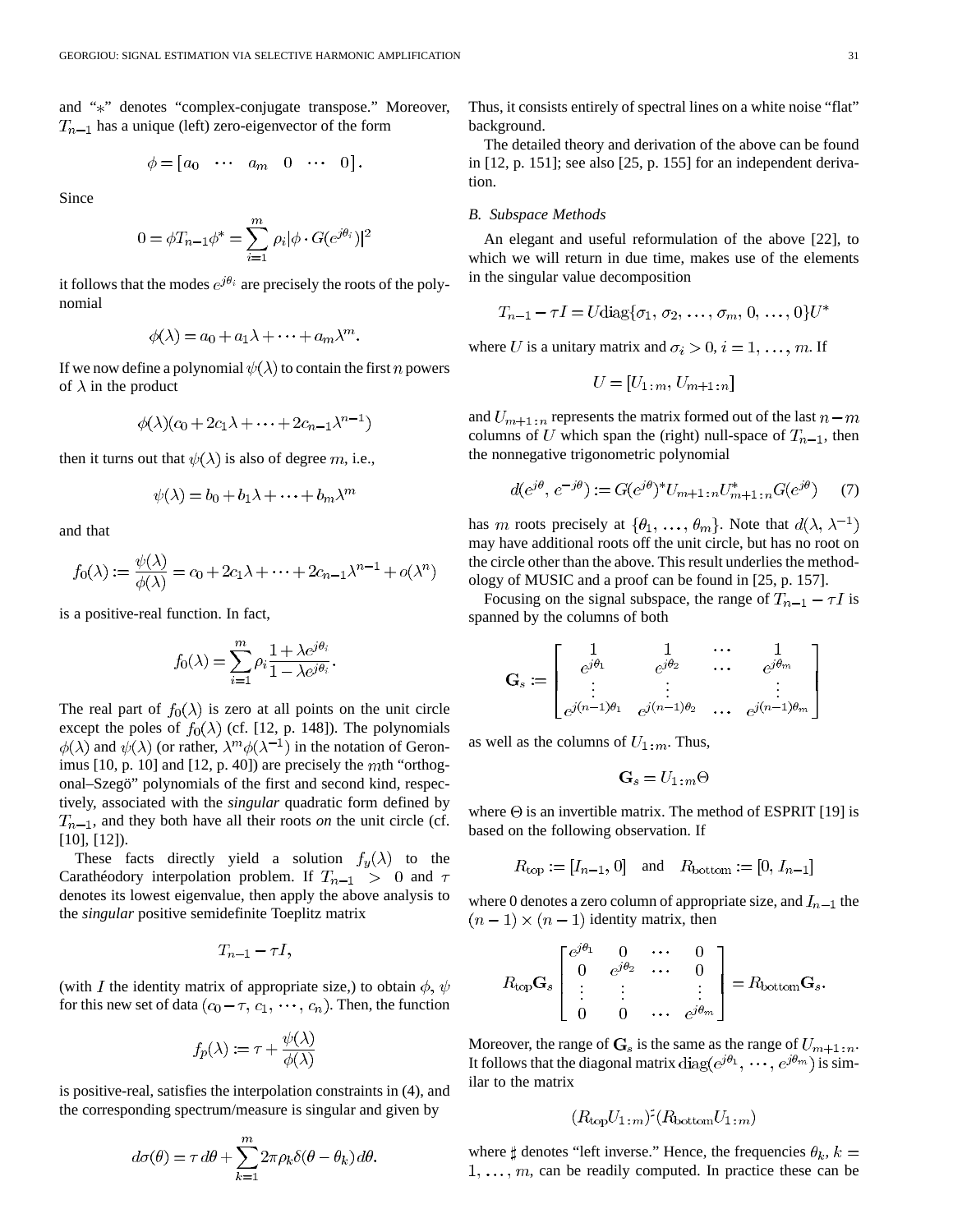and "$*$" denotes "complex-conjugate transpose." Moreover, $T_{n-1}$ has a unique (left) zero-eigenvector of the form

$$\phi = [a_0 \quad \cdots \quad a_m \quad 0 \quad \cdots \quad 0].$$

Since

$$0 = \phi T_{n-1} \phi^* = \sum_{i=1}^{m} \rho_i |\phi \cdot G(e^{j\theta_i})|^2$$

it follows that the modes $e^{j\theta_i}$ are precisely the roots of the polynomial

$$\phi(\lambda) = a_0 + a_1 \lambda + \cdots + a_m \lambda^m.$$

If we now define a polynomial $\psi(\lambda)$ to contain the first $n$ powers of $\lambda$ in the product

$$\phi(\lambda)(c_0 + 2c_1 \lambda + \cdots + 2c_{n-1} \lambda^{n-1})$$

then it turns out that $\psi(\lambda)$ is also of degree $m$, i.e.,

$$\psi(\lambda) = b_0 + b_1 \lambda + \cdots + b_m \lambda^m$$

and that

$$f_0(\lambda) := \frac{\psi(\lambda)}{\phi(\lambda)} = c_0 + 2c_1 \lambda + \cdots + 2c_{n-1} \lambda^{n-1} + o(\lambda^n)$$

is a positive-real function. In fact,

$$f_0(\lambda) = \sum_{i=1}^{m} \rho_i \frac{1 + \lambda e^{j\theta_i}}{1 - \lambda e^{j\theta_i}}.$$

The real part of $f_0(\lambda)$ is zero at all points on the unit circle except the poles of $f_0(\lambda)$ (cf. [12, p. 148]). The polynomials $\phi(\lambda)$ and $\psi(\lambda)$ (or rather, $\lambda^m \phi(\lambda^{-1})$ in the notation of Geronimus [10, p. 10] and [12, p. 40]) are precisely the $m$th "orthogonal–Szegö" polynomials of the first and second kind, respectively, associated with the *singular* quadratic form defined by $T_{n-1}$, and they both have all their roots *on* the unit circle (cf. [10], [12]).

These facts directly yield a solution $f_y(\lambda)$ to the Carathéodory interpolation problem. If $T_{n-1} > 0$ and $\tau$ denotes its lowest eigenvalue, then apply the above analysis to the *singular* positive semidefinite Toeplitz matrix

$$T_{n-1} - \tau I,$$

(with $I$ the identity matrix of appropriate size,) to obtain $\phi$, $\psi$ for this new set of data $(c_0 - \tau, c_1, \cdots, c_n)$. Then, the function

$$f_p(\lambda) := \tau + \frac{\psi(\lambda)}{\phi(\lambda)}$$

is positive-real, satisfies the interpolation constraints in (4), and the corresponding spectrum/measure is singular and given by

$$d\sigma(\theta) = \tau \, d\theta + \sum_{k=1}^{m} 2\pi \rho_k \delta(\theta - \theta_k) \, d\theta.$$

Thus, it consists entirely of spectral lines on a white noise "flat" background.

The detailed theory and derivation of the above can be found in [12, p. 151]; see also [25, p. 155] for an independent derivation.

### *B. Subspace Methods*

An elegant and useful reformulation of the above [22], to which we will return in due time, makes use of the elements in the singular value decomposition

$$T_{n-1} - \tau I = U \text{diag}\{\sigma_1, \sigma_2, \ldots, \sigma_m, 0, \ldots, 0\} U^*$$

where $U$ is a unitary matrix and $\sigma_i > 0$, $i = 1, \ldots, m$. If

$$U = [U_{1:m}, U_{m+1:n}]$$

and $U_{m+1:n}$ represents the matrix formed out of the last $n - m$ columns of $U$ which span the (right) null-space of $T_{n-1}$, then the nonnegative trigonometric polynomial

$$d(e^{j\theta}, e^{-j\theta}) := G(e^{j\theta})^* U_{m+1:n} U_{m+1:n}^* G(e^{j\theta}) \qquad (7)$$

has $m$ roots precisely at $\{\theta_1, \ldots, \theta_m\}$. Note that $d(\lambda, \lambda^{-1})$ may have additional roots off the unit circle, but has no root on the circle other than the above. This result underlies the methodology of MUSIC and a proof can be found in [25, p. 157].

Focusing on the signal subspace, the range of $T_{n-1} - \tau I$ is spanned by the columns of both

$$\mathbf{G}_s := \begin{bmatrix} 1 & 1 & \cdots & 1 \\ e^{j\theta_1} & e^{j\theta_2} & \cdots & e^{j\theta_m} \\ \vdots & \vdots & & \vdots \\ e^{j(n-1)\theta_1} & e^{j(n-1)\theta_2} & \cdots & e^{j(n-1)\theta_m} \end{bmatrix}$$

as well as the columns of $U_{1:m}$. Thus,

$$\mathbf{G}_s = U_{1:m} \Theta$$

where $\Theta$ is an invertible matrix. The method of ESPRIT [19] is based on the following observation. If

$$R_{\text{top}} := [I_{n-1}, 0] \quad \text{and} \quad R_{\text{bottom}} := [0, I_{n-1}]$$

where 0 denotes a zero column of appropriate size, and $I_{n-1}$ the $(n-1) \times (n-1)$ identity matrix, then

$$R_{\text{top}} \mathbf{G}_s \begin{bmatrix} e^{j\theta_1} & 0 & \cdots & 0 \\ 0 & e^{j\theta_2} & \cdots & 0 \\ \vdots & \vdots & & \vdots \\ 0 & 0 & \cdots & e^{j\theta_m} \end{bmatrix} = R_{\text{bottom}} \mathbf{G}_s.$$

Moreover, the range of $\mathbf{G}_s$ is the same as the range of $U_{m+1:n}$. It follows that the diagonal matrix $\text{diag}(e^{j\theta_1}, \cdots, e^{j\theta_m})$ is similar to the matrix

$$(R_{\text{top}} U_{1:m})^\sharp (R_{\text{bottom}} U_{1:m})$$

where $\sharp$ denotes "left inverse." Hence, the frequencies $\theta_k$, $k = 1, \ldots, m$, can be readily computed. In practice these can be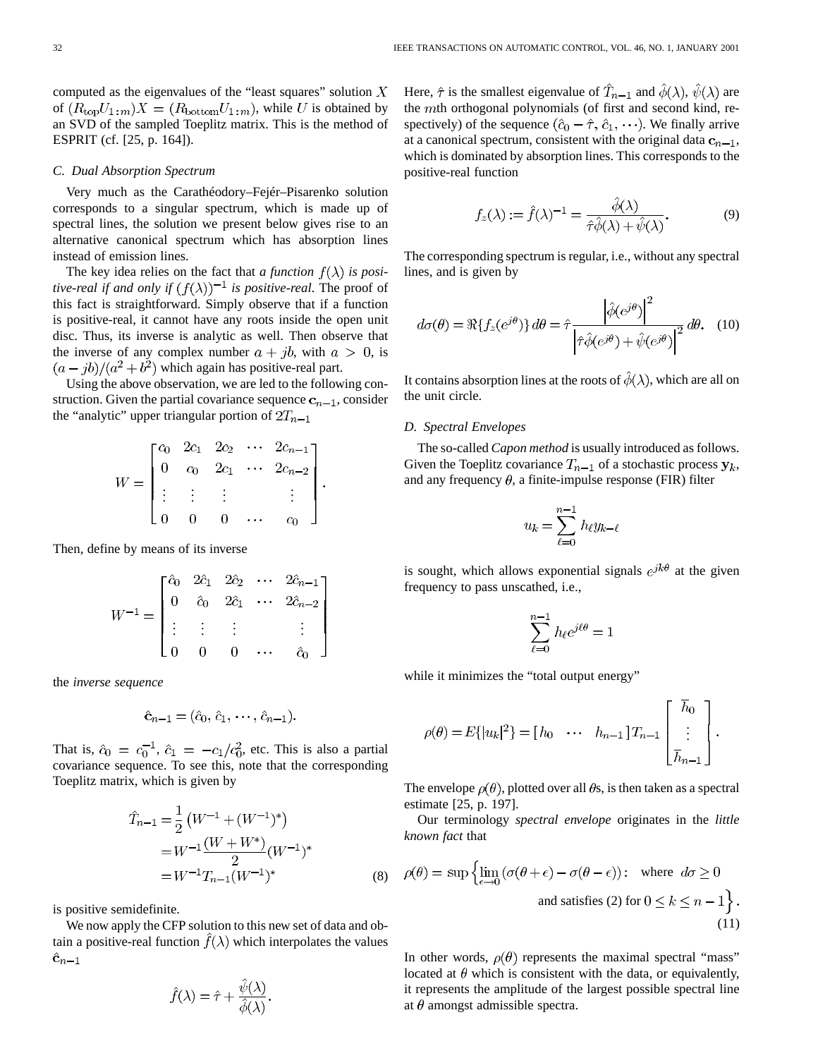computed as the eigenvalues of the "least squares" solution $X$ of $(R_{\text{top}}U_{1:m})X = (R_{\text{bottom}}U_{1:m})$, while $U$ is obtained by an SVD of the sampled Toeplitz matrix. This is the method of ESPRIT (cf. [25, p. 164]).

### C. Dual Absorption Spectrum

Very much as the Carathéodory–Fejér–Pisarenko solution corresponds to a singular spectrum, which is made up of spectral lines, the solution we present below gives rise to an alternative canonical spectrum which has absorption lines instead of emission lines.

The key idea relies on the fact that *a function $f(\lambda)$ is positive-real if and only if $(f(\lambda))^{-1}$ is positive-real*. The proof of this fact is straightforward. Simply observe that if a function is positive-real, it cannot have any roots inside the open unit disc. Thus, its inverse is analytic as well. Then observe that the inverse of any complex number $a + jb$, with $a > 0$, is $(a - jb)/(a^2 + b^2)$ which again has positive-real part.

Using the above observation, we are led to the following construction. Given the partial covariance sequence $\mathbf{c}_{n-1}$, consider the "analytic" upper triangular portion of $2T_{n-1}$

$$W = \begin{bmatrix} c_0 & 2c_1 & 2c_2 & \cdots & 2c_{n-1} \\ 0 & c_0 & 2c_1 & \cdots & 2c_{n-2} \\ \vdots & \vdots & \vdots & & \vdots \\ 0 & 0 & 0 & \cdots & c_0 \end{bmatrix}.$$

Then, define by means of its inverse

$$W^{-1} = \begin{bmatrix} \hat{c}_0 & 2\hat{c}_1 & 2\hat{c}_2 & \cdots & 2\hat{c}_{n-1} \\ 0 & \hat{c}_0 & 2\hat{c}_1 & \cdots & 2\hat{c}_{n-2} \\ \vdots & \vdots & \vdots & & \vdots \\ 0 & 0 & 0 & \cdots & \hat{c}_0 \end{bmatrix}$$

the *inverse sequence*

$$\hat{\mathbf{c}}_{n-1} = (\hat{c}_0, \hat{c}_1, \cdots, \hat{c}_{n-1}).$$

That is, $\hat{c}_0 = c_0^{-1}$, $\hat{c}_1 = -c_1/c_0^2$, etc. This is also a partial covariance sequence. To see this, note that the corresponding Toeplitz matrix, which is given by

$$\begin{aligned} \hat{T}_{n-1} &= \frac{1}{2}\left(W^{-1} + (W^{-1})^*\right) \\ &= W^{-1}\frac{(W + W^*)}{2}(W^{-1})^* \\ &= W^{-1}T_{n-1}(W^{-1})^* \end{aligned} \tag{8}$$

is positive semidefinite.

We now apply the CFP solution to this new set of data and obtain a positive-real function $\hat{f}(\lambda)$ which interpolates the values $\hat{\mathbf{c}}_{n-1}$

$$\hat{f}(\lambda) = \hat{\tau} + \frac{\hat{\psi}(\lambda)}{\hat{\phi}(\lambda)}.$$

Here, $\hat{\tau}$ is the smallest eigenvalue of $\hat{T}_{n-1}$ and $\hat{\phi}(\lambda)$, $\hat{\psi}(\lambda)$ are the $m$th orthogonal polynomials (of first and second kind, respectively) of the sequence $(\hat{c}_0 - \hat{\tau}, \hat{c}_1, \cdots)$. We finally arrive at a canonical spectrum, consistent with the original data $\mathbf{c}_{n-1}$, which is dominated by absorption lines. This corresponds to the positive-real function

$$f_z(\lambda) := \hat{f}(\lambda)^{-1} = \frac{\hat{\phi}(\lambda)}{\hat{\tau}\hat{\phi}(\lambda) + \hat{\psi}(\lambda)}. \tag{9}$$

The corresponding spectrum is regular, i.e., without any spectral lines, and is given by

$$d\sigma(\theta) = \Re\{f_z(e^{j\theta})\}\,d\theta = \hat{\tau}\frac{\left|\hat{\phi}(e^{j\theta})\right|^2}{\left|\hat{\tau}\hat{\phi}(e^{j\theta}) + \hat{\psi}(e^{j\theta})\right|^2}\,d\theta. \tag{10}$$

It contains absorption lines at the roots of $\hat{\phi}(\lambda)$, which are all on the unit circle.

### D. Spectral Envelopes

The so-called *Capon method* is usually introduced as follows. Given the Toeplitz covariance $T_{n-1}$ of a stochastic process $\mathbf{y}_k$, and any frequency $\theta$, a finite-impulse response (FIR) filter

$$u_k = \sum_{\ell=0}^{n-1} h_\ell y_{k-\ell}$$

is sought, which allows exponential signals $e^{jk\theta}$ at the given frequency to pass unscathed, i.e.,

$$\sum_{\ell=0}^{n-1} h_\ell e^{j\ell\theta} = 1$$

while it minimizes the "total output energy"

$$\rho(\theta) = E\{|u_k|^2\} = [h_0 \quad \cdots \quad h_{n-1}]\,T_{n-1}\begin{bmatrix} \overline{h}_0 \\ \vdots \\ \overline{h}_{n-1} \end{bmatrix}.$$

The envelope $\rho(\theta)$, plotted over all $\theta$s, is then taken as a spectral estimate [25, p. 197].

Our terminology *spectral envelope* originates in the *little known fact* that

$$\rho(\theta) = \sup\left\{\lim_{\epsilon \to 0}(\sigma(\theta + \epsilon) - \sigma(\theta - \epsilon)) : \text{ where } d\sigma \geq 0 \text{ and satisfies (2) for } 0 \leq k \leq n-1\right\}. \tag{11}$$

In other words, $\rho(\theta)$ represents the maximal spectral "mass" located at $\theta$ which is consistent with the data, or equivalently, it represents the amplitude of the largest possible spectral line at $\theta$ amongst admissible spectra.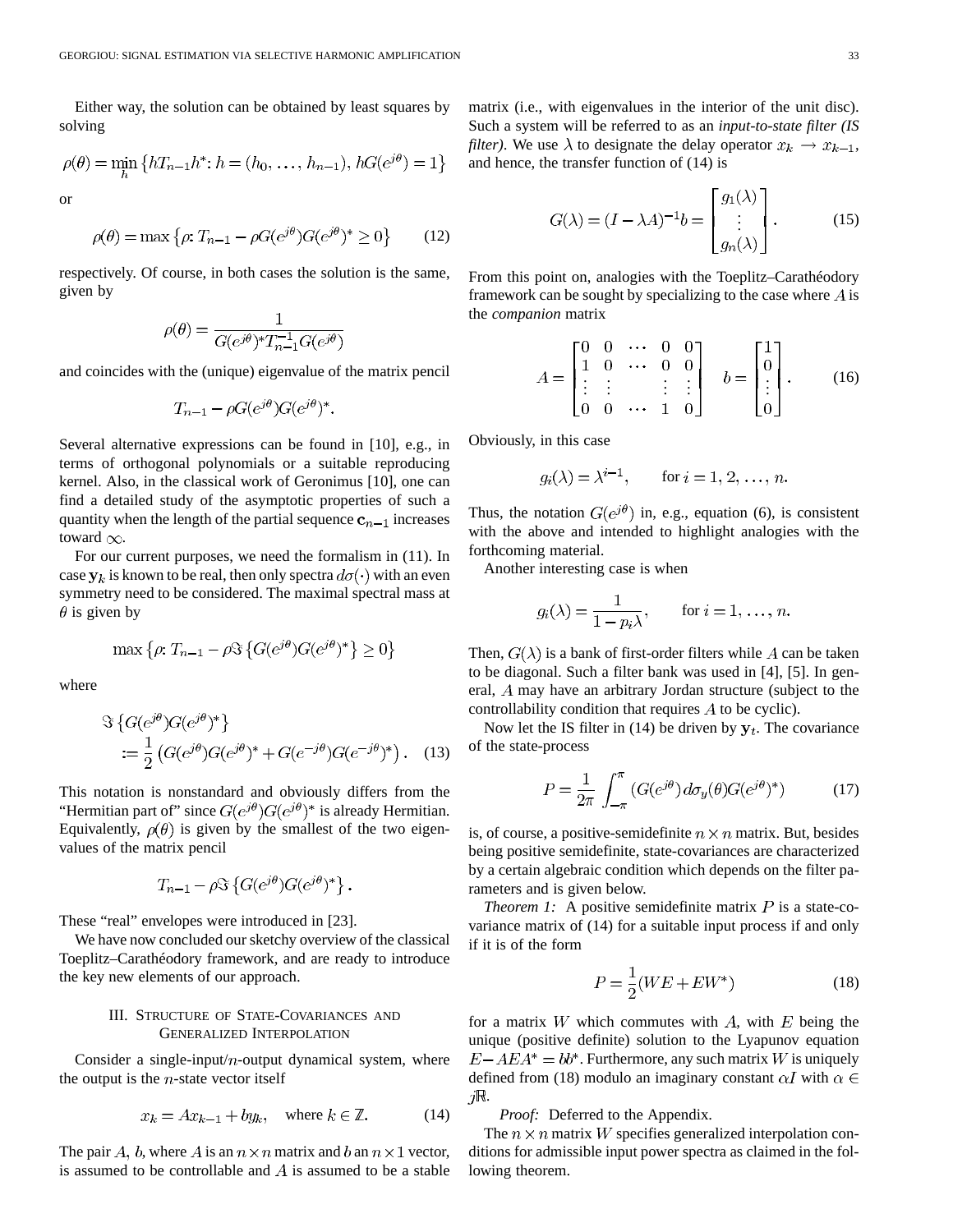Either way, the solution can be obtained by least squares by solving

$$\rho(\theta) = \min_h \left\{ hT_{n-1}h^* : h = (h_0, \ldots, h_{n-1}),\ hG(e^{j\theta}) = 1 \right\}$$

or

$$\rho(\theta) = \max \left\{ \rho : T_{n-1} - \rho G(e^{j\theta}) G(e^{j\theta})^* \geq 0 \right\} \qquad (12)$$

respectively. Of course, in both cases the solution is the same, given by

$$\rho(\theta) = \frac{1}{G(e^{j\theta})^* T_{n-1}^{-1} G(e^{j\theta})}$$

and coincides with the (unique) eigenvalue of the matrix pencil

$$T_{n-1} - \rho G(e^{j\theta}) G(e^{j\theta})^*.$$

Several alternative expressions can be found in [10], e.g., in terms of orthogonal polynomials or a suitable reproducing kernel. Also, in the classical work of Geronimus [10], one can find a detailed study of the asymptotic properties of such a quantity when the length of the partial sequence $\mathbf{c}_{n-1}$ increases toward $\infty$.

For our current purposes, we need the formalism in (11). In case $\mathbf{y}_k$ is known to be real, then only spectra $d\sigma(\cdot)$ with an even symmetry need to be considered. The maximal spectral mass at $\theta$ is given by

$$\max \left\{ \rho : T_{n-1} - \rho \Im \left\{ G(e^{j\theta}) G(e^{j\theta})^* \right\} \geq 0 \right\}$$

where

$$\Im \left\{ G(e^{j\theta}) G(e^{j\theta})^* \right\} := \frac{1}{2} \left( G(e^{j\theta}) G(e^{j\theta})^* + G(e^{-j\theta}) G(e^{-j\theta})^* \right). \qquad (13)$$

This notation is nonstandard and obviously differs from the "Hermitian part of" since $G(e^{j\theta})G(e^{j\theta})^*$ is already Hermitian. Equivalently, $\rho(\theta)$ is given by the smallest of the two eigenvalues of the matrix pencil

$$T_{n-1} - \rho \Im \left\{ G(e^{j\theta}) G(e^{j\theta})^* \right\}.$$

These "real" envelopes were introduced in [23].

We have now concluded our sketchy overview of the classical Toeplitz–Carathéodory framework, and are ready to introduce the key new elements of our approach.

## III. Structure of State-Covariances and Generalized Interpolation

Consider a single-input/$n$-output dynamical system, where the output is the $n$-state vector itself

$$x_k = Ax_{k-1} + by_k, \quad \text{where } k \in \mathbb{Z}. \qquad (14)$$

The pair $A, b$, where $A$ is an $n \times n$ matrix and $b$ an $n \times 1$ vector, is assumed to be controllable and $A$ is assumed to be a stable matrix (i.e., with eigenvalues in the interior of the unit disc). Such a system will be referred to as an *input-to-state filter (IS filter)*. We use $\lambda$ to designate the delay operator $x_k \to x_{k-1}$, and hence, the transfer function of (14) is

$$G(\lambda) = (I - \lambda A)^{-1} b = \begin{bmatrix} g_1(\lambda) \\ \vdots \\ g_n(\lambda) \end{bmatrix}. \qquad (15)$$

From this point on, analogies with the Toeplitz–Carathéodory framework can be sought by specializing to the case where $A$ is the *companion* matrix

$$A = \begin{bmatrix} 0 & 0 & \cdots & 0 & 0 \\ 1 & 0 & \cdots & 0 & 0 \\ \vdots & \vdots & & \vdots & \vdots \\ 0 & 0 & \cdots & 1 & 0 \end{bmatrix} \quad b = \begin{bmatrix} 1 \\ 0 \\ \vdots \\ 0 \end{bmatrix}. \qquad (16)$$

Obviously, in this case

$$g_i(\lambda) = \lambda^{i-1}, \qquad \text{for } i = 1, 2, \ldots, n.$$

Thus, the notation $G(e^{j\theta})$ in, e.g., equation (6), is consistent with the above and intended to highlight analogies with the forthcoming material.

Another interesting case is when

$$g_i(\lambda) = \frac{1}{1 - p_i \lambda}, \qquad \text{for } i = 1, \ldots, n.$$

Then, $G(\lambda)$ is a bank of first-order filters while $A$ can be taken to be diagonal. Such a filter bank was used in [4], [5]. In general, $A$ may have an arbitrary Jordan structure (subject to the controllability condition that requires $A$ to be cyclic).

Now let the IS filter in (14) be driven by $\mathbf{y}_t$. The covariance of the state-process

$$P = \frac{1}{2\pi} \int_{-\pi}^{\pi} \left( G(e^{j\theta}) d\sigma_y(\theta) G(e^{j\theta})^* \right) \qquad (17)$$

is, of course, a positive-semidefinite $n \times n$ matrix. But, besides being positive semidefinite, state-covariances are characterized by a certain algebraic condition which depends on the filter parameters and is given below.

*Theorem 1:* A positive semidefinite matrix $P$ is a state-covariance matrix of (14) for a suitable input process if and only if it is of the form

$$P = \frac{1}{2}(WE + EW^*) \qquad (18)$$

for a matrix $W$ which commutes with $A$, with $E$ being the unique (positive definite) solution to the Lyapunov equation $E - AEA^* = bb^*$. Furthermore, any such matrix $W$ is uniquely defined from (18) modulo an imaginary constant $\alpha I$ with $\alpha \in j\mathbb{R}$.

*Proof:* Deferred to the Appendix.

The $n \times n$ matrix $W$ specifies generalized interpolation conditions for admissible input power spectra as claimed in the following theorem.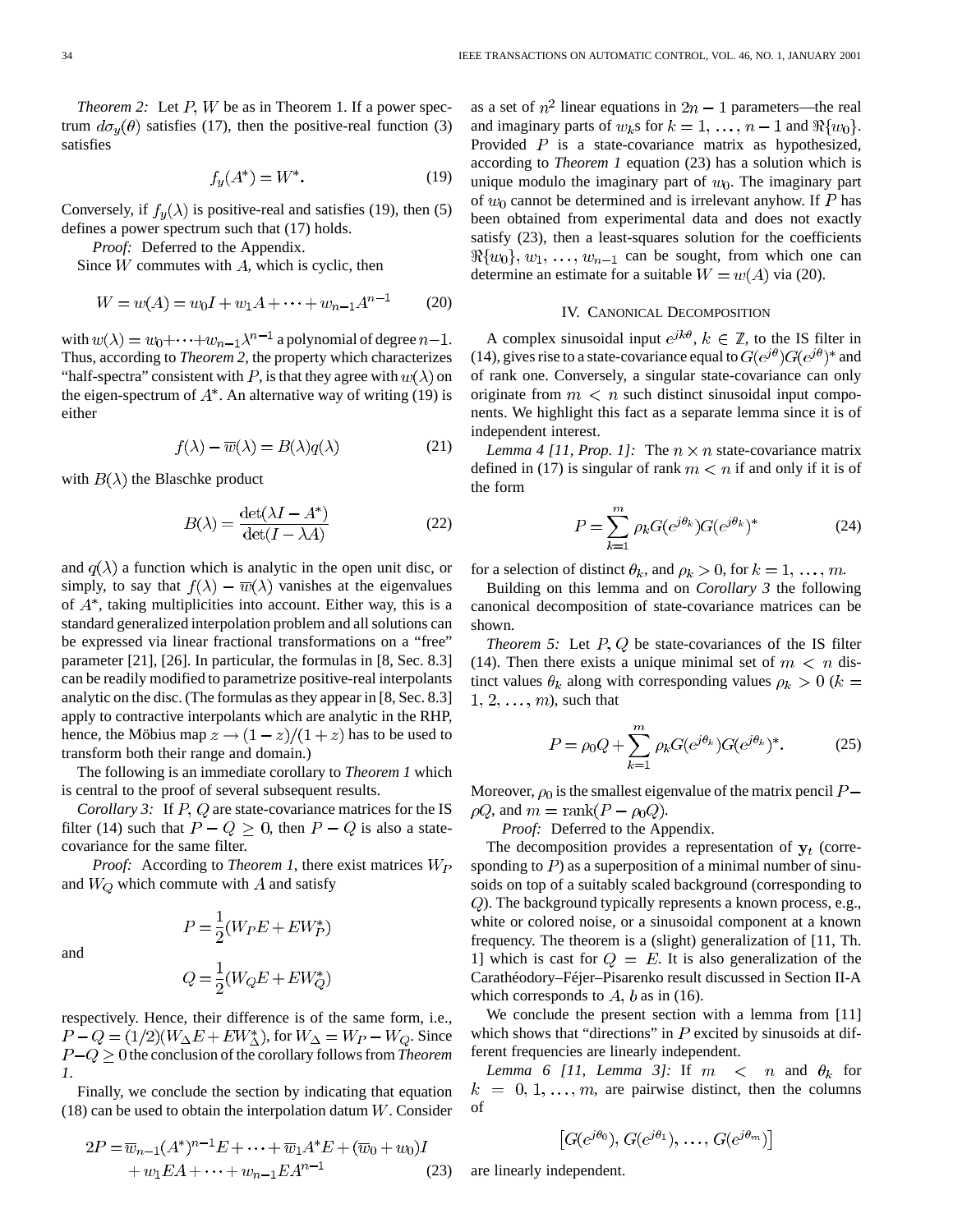*Theorem 2:* Let $P$, $W$ be as in Theorem 1. If a power spectrum $d\sigma_y(\theta)$ satisfies (17), then the positive-real function (3) satisfies

$$f_y(A^*) = W^*. \tag{19}$$

Conversely, if $f_y(\lambda)$ is positive-real and satisfies (19), then (5) defines a power spectrum such that (17) holds.

*Proof:* Deferred to the Appendix.

Since $W$ commutes with $A$, which is cyclic, then

$$W = w(A) = w_0 I + w_1 A + \cdots + w_{n-1} A^{n-1} \tag{20}$$

with $w(\lambda) = w_0 + \cdots + w_{n-1}\lambda^{n-1}$ a polynomial of degree $n-1$. Thus, according to *Theorem 2*, the property which characterizes "half-spectra" consistent with $P$, is that they agree with $w(\lambda)$ on the eigen-spectrum of $A^*$. An alternative way of writing (19) is either

$$f(\lambda) - \overline{w}(\lambda) = B(\lambda) q(\lambda) \tag{21}$$

with $B(\lambda)$ the Blaschke product

$$B(\lambda) = \frac{\det(\lambda I - A^*)}{\det(I - \lambda A)} \tag{22}$$

and $q(\lambda)$ a function which is analytic in the open unit disc, or simply, to say that $f(\lambda) - \overline{w}(\lambda)$ vanishes at the eigenvalues of $A^*$, taking multiplicities into account. Either way, this is a standard generalized interpolation problem and all solutions can be expressed via linear fractional transformations on a "free" parameter [21], [26]. In particular, the formulas in [8, Sec. 8.3] can be readily modified to parametrize positive-real interpolants analytic on the disc. (The formulas as they appear in [8, Sec. 8.3] apply to contractive interpolants which are analytic in the RHP, hence, the Möbius map $z \to (1-z)/(1+z)$ has to be used to transform both their range and domain.)

The following is an immediate corollary to *Theorem 1* which is central to the proof of several subsequent results.

*Corollary 3:* If $P$, $Q$ are state-covariance matrices for the IS filter (14) such that $P - Q \geq 0$, then $P - Q$ is also a state-covariance for the same filter.

*Proof:* According to *Theorem 1*, there exist matrices $W_P$ and $W_Q$ which commute with $A$ and satisfy

$$P = \frac{1}{2}(W_P E + E W_P^*)$$

and

$$Q = \frac{1}{2}(W_Q E + E W_Q^*)$$

respectively. Hence, their difference is of the same form, i.e., $P - Q = (1/2)(W_\Delta E + E W_\Delta^*)$, for $W_\Delta = W_P - W_Q$. Since $P - Q \geq 0$ the conclusion of the corollary follows from *Theorem 1*.

Finally, we conclude the section by indicating that equation (18) can be used to obtain the interpolation datum $W$. Consider

$$2P = \overline{w}_{n-1}(A^*)^{n-1}E + \cdots + \overline{w}_1 A^* E + (\overline{w}_0 + w_0)I + w_1 E A + \cdots + w_{n-1} E A^{n-1} \tag{23}$$

as a set of $n^2$ linear equations in $2n-1$ parameters—the real and imaginary parts of $w_k$s for $k = 1, \ldots, n-1$ and $\Re\{w_0\}$. Provided $P$ is a state-covariance matrix as hypothesized, according to *Theorem 1* equation (23) has a solution which is unique modulo the imaginary part of $w_0$. The imaginary part of $w_0$ cannot be determined and is irrelevant anyhow. If $P$ has been obtained from experimental data and does not exactly satisfy (23), then a least-squares solution for the coefficients $\Re\{w_0\}, w_1, \ldots, w_{n-1}$ can be sought, from which one can determine an estimate for a suitable $W = w(A)$ via (20).

## IV. Canonical Decomposition

A complex sinusoidal input $e^{jk\theta}$, $k \in \mathbb{Z}$, to the IS filter in (14), gives rise to a state-covariance equal to $G(e^{j\theta})G(e^{j\theta})^*$ and of rank one. Conversely, a singular state-covariance can only originate from $m < n$ such distinct sinusoidal input components. We highlight this fact as a separate lemma since it is of independent interest.

*Lemma 4 [11, Prop. 1]:* The $n \times n$ state-covariance matrix defined in (17) is singular of rank $m < n$ if and only if it is of the form

$$P = \sum_{k=1}^{m} \rho_k G(e^{j\theta_k}) G(e^{j\theta_k})^* \tag{24}$$

for a selection of distinct $\theta_k$, and $\rho_k > 0$, for $k = 1, \ldots, m$.

Building on this lemma and on *Corollary 3* the following canonical decomposition of state-covariance matrices can be shown.

*Theorem 5:* Let $P$, $Q$ be state-covariances of the IS filter (14). Then there exists a unique minimal set of $m < n$ distinct values $\theta_k$ along with corresponding values $\rho_k > 0$ ($k = 1, 2, \ldots, m$), such that

$$P = \rho_0 Q + \sum_{k=1}^{m} \rho_k G(e^{j\theta_k}) G(e^{j\theta_k})^*. \tag{25}$$

Moreover, $\rho_0$ is the smallest eigenvalue of the matrix pencil $P - \rho Q$, and $m = \operatorname{rank}(P - \rho_0 Q)$.

*Proof:* Deferred to the Appendix.

The decomposition provides a representation of $\mathbf{y}_t$ (corresponding to $P$) as a superposition of a minimal number of sinusoids on top of a suitably scaled background (corresponding to $Q$). The background typically represents a known process, e.g., white or colored noise, or a sinusoidal component at a known frequency. The theorem is a (slight) generalization of [11, Th. 1] which is cast for $Q = E$. It is also generalization of the Carathéodory–Féjer–Pisarenko result discussed in Section II-A which corresponds to $A$, $b$ as in (16).

We conclude the present section with a lemma from [11] which shows that "directions" in $P$ excited by sinusoids at different frequencies are linearly independent.

*Lemma 6 [11, Lemma 3]:* If $m < n$ and $\theta_k$ for $k = 0, 1, \ldots, m$, are pairwise distinct, then the columns of

$$\left[G(e^{j\theta_0}), G(e^{j\theta_1}), \ldots, G(e^{j\theta_m})\right]$$

are linearly independent.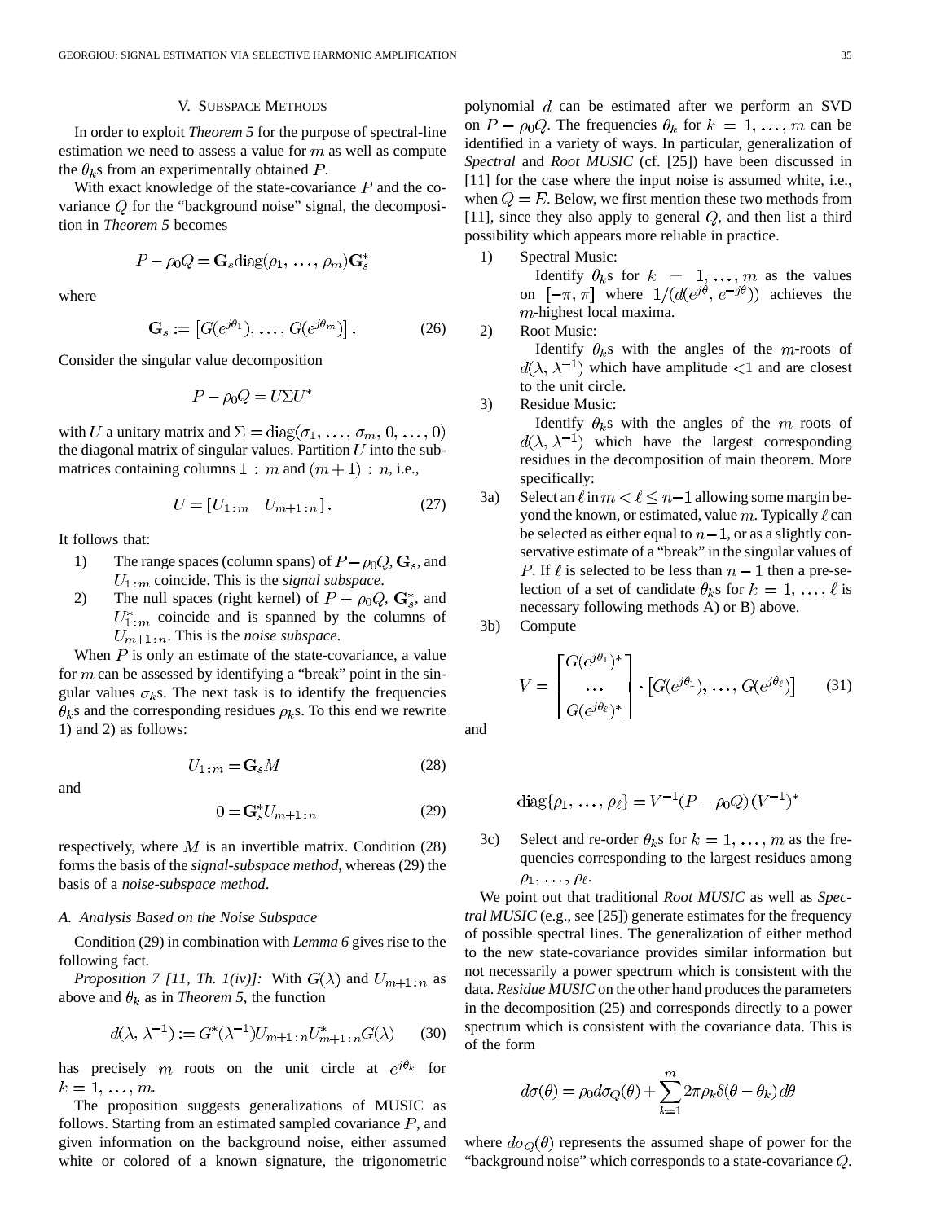## V. Subspace Methods

In order to exploit *Theorem 5* for the purpose of spectral-line estimation we need to assess a value for $m$ as well as compute the $\theta_k$s from an experimentally obtained $P$.

With exact knowledge of the state-covariance $P$ and the covariance $Q$ for the "background noise" signal, the decomposition in *Theorem 5* becomes

$$P - \rho_0 Q = \mathbf{G}_s \mathrm{diag}(\rho_1, \ldots, \rho_m) \mathbf{G}_s^*$$

where

$$\mathbf{G}_s := \left[ G(e^{j\theta_1}), \ldots, G(e^{j\theta_m}) \right]. \tag{26}$$

Consider the singular value decomposition

$$P - \rho_0 Q = U \Sigma U^*$$

with $U$ a unitary matrix and $\Sigma = \mathrm{diag}(\sigma_1, \ldots, \sigma_m, 0, \ldots, 0)$ the diagonal matrix of singular values. Partition $U$ into the submatrices containing columns $1:m$ and $(m+1):n$, i.e.,

$$U = [U_{1:m} \quad U_{m+1:n}]. \tag{27}$$

It follows that:

1) The range spaces (column spans) of $P - \rho_0 Q$, $\mathbf{G}_s$, and $U_{1:m}$ coincide. This is the *signal subspace*.
2) The null spaces (right kernel) of $P - \rho_0 Q$, $\mathbf{G}_s^*$, and $U_{1:m}^*$ coincide and is spanned by the columns of $U_{m+1:n}$. This is the *noise subspace*.

When $P$ is only an estimate of the state-covariance, a value for $m$ can be assessed by identifying a "break" point in the singular values $\sigma_k$s. The next task is to identify the frequencies $\theta_k$s and the corresponding residues $\rho_k$s. To this end we rewrite 1) and 2) as follows:

$$U_{1:m} = \mathbf{G}_s M \tag{28}$$

and

$$0 = \mathbf{G}_s^* U_{m+1:n} \tag{29}$$

respectively, where $M$ is an invertible matrix. Condition (28) forms the basis of the *signal-subspace method*, whereas (29) the basis of a *noise-subspace method*.

### A. Analysis Based on the Noise Subspace

Condition (29) in combination with *Lemma 6* gives rise to the following fact.

*Proposition 7 [11, Th. 1(iv)]:* With $G(\lambda)$ and $U_{m+1:n}$ as above and $\theta_k$ as in *Theorem 5*, the function

$$d(\lambda, \lambda^{-1}) := G^*(\lambda^{-1}) U_{m+1:n} U_{m+1:n}^* G(\lambda) \tag{30}$$

has precisely $m$ roots on the unit circle at $e^{j\theta_k}$ for $k = 1, \ldots, m$.

The proposition suggests generalizations of MUSIC as follows. Starting from an estimated sampled covariance $P$, and given information on the background noise, either assumed white or colored of a known signature, the trigonometric polynomial $d$ can be estimated after we perform an SVD on $P - \rho_0 Q$. The frequencies $\theta_k$ for $k = 1, \ldots, m$ can be identified in a variety of ways. In particular, generalization of *Spectral* and *Root MUSIC* (cf. [25]) have been discussed in [11] for the case where the input noise is assumed white, i.e., when $Q = E$. Below, we first mention these two methods from [11], since they also apply to general $Q$, and then list a third possibility which appears more reliable in practice.

1) Spectral Music:
   Identify $\theta_k$s for $k = 1, \ldots, m$ as the values on $[-\pi, \pi]$ where $1/(d(e^{j\theta}, e^{-j\theta}))$ achieves the $m$-highest local maxima.
2) Root Music:
   Identify $\theta_k$s with the angles of the $m$-roots of $d(\lambda, \lambda^{-1})$ which have amplitude $<1$ and are closest to the unit circle.
3) Residue Music:
   Identify $\theta_k$s with the angles of the $m$ roots of $d(\lambda, \lambda^{-1})$ which have the largest corresponding residues in the decomposition of main theorem. More specifically:

3a) Select an $\ell$ in $m < \ell \leq n-1$ allowing some margin beyond the known, or estimated, value $m$. Typically $\ell$ can be selected as either equal to $n-1$, or as a slightly conservative estimate of a "break" in the singular values of $P$. If $\ell$ is selected to be less than $n-1$ then a pre-selection of a set of candidate $\theta_k$s for $k = 1, \ldots, \ell$ is necessary following methods A) or B) above.

3b) Compute

$$V = \begin{bmatrix} G(e^{j\theta_1})^* \\ \ldots \\ G(e^{j\theta_\ell})^* \end{bmatrix} \cdot \left[ G(e^{j\theta_1}), \ldots, G(e^{j\theta_\ell}) \right] \tag{31}$$

and

$$\mathrm{diag}\{\rho_1, \ldots, \rho_\ell\} = V^{-1}(P - \rho_0 Q)(V^{-1})^*$$

3c) Select and re-order $\theta_k$s for $k = 1, \ldots, m$ as the frequencies corresponding to the largest residues among $\rho_1, \ldots, \rho_\ell$.

We point out that traditional *Root MUSIC* as well as *Spectral MUSIC* (e.g., see [25]) generate estimates for the frequency of possible spectral lines. The generalization of either method to the new state-covariance provides similar information but not necessarily a power spectrum which is consistent with the data. *Residue MUSIC* on the other hand produces the parameters in the decomposition (25) and corresponds directly to a power spectrum which is consistent with the covariance data. This is of the form

$$d\sigma(\theta) = \rho_0 d\sigma_Q(\theta) + \sum_{k=1}^{m} 2\pi \rho_k \delta(\theta - \theta_k)\, d\theta$$

where $d\sigma_Q(\theta)$ represents the assumed shape of power for the "background noise" which corresponds to a state-covariance $Q$.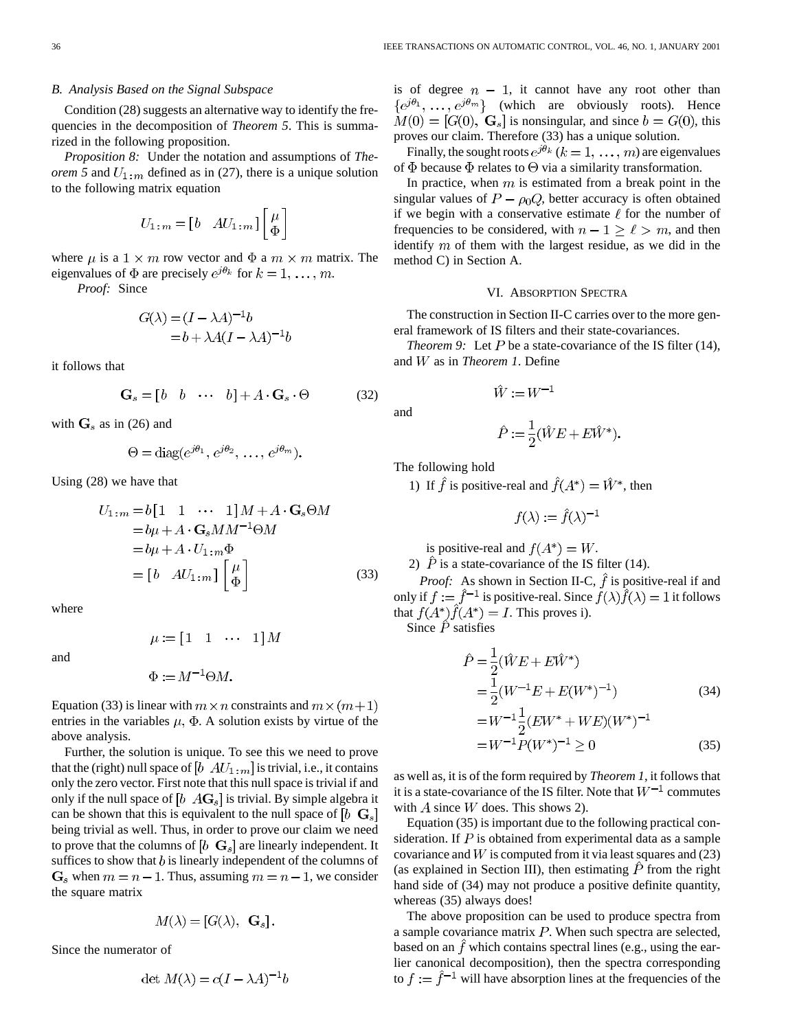### B. Analysis Based on the Signal Subspace

Condition (28) suggests an alternative way to identify the frequencies in the decomposition of *Theorem 5*. This is summarized in the following proposition.

*Proposition 8:* Under the notation and assumptions of *Theorem 5* and $U_{1:m}$ defined as in (27), there is a unique solution to the following matrix equation

$$U_{1:m} = [b \quad AU_{1:m}] \begin{bmatrix} \mu \\ \Phi \end{bmatrix}$$

where $\mu$ is a $1 \times m$ row vector and $\Phi$ a $m \times m$ matrix. The eigenvalues of $\Phi$ are precisely $e^{j\theta_k}$ for $k = 1, \ldots, m$.

*Proof:* Since

$$\begin{aligned} G(\lambda) &= (I - \lambda A)^{-1} b \\ &= b + \lambda A (I - \lambda A)^{-1} b \end{aligned}$$

it follows that

$$\mathbf{G}_s = [b \quad b \quad \cdots \quad b] + A \cdot \mathbf{G}_s \cdot \Theta \tag{32}$$

with $\mathbf{G}_s$ as in (26) and

$$\Theta = \mathrm{diag}(e^{j\theta_1}, e^{j\theta_2}, \ldots, e^{j\theta_m}).$$

Using (28) we have that

$$\begin{aligned} U_{1:m} &= b[1 \quad 1 \quad \cdots \quad 1] M + A \cdot \mathbf{G}_s \Theta M \\ &= b\mu + A \cdot \mathbf{G}_s M M^{-1} \Theta M \\ &= b\mu + A \cdot U_{1:m} \Phi \\ &= [b \quad AU_{1:m}] \begin{bmatrix} \mu \\ \Phi \end{bmatrix} \end{aligned} \tag{33}$$

where

$$\mu := [1 \quad 1 \quad \cdots \quad 1] M$$

and

$$\Phi := M^{-1} \Theta M.$$

Equation (33) is linear with $m \times n$ constraints and $m \times (m+1)$ entries in the variables $\mu$, $\Phi$. A solution exists by virtue of the above analysis.

Further, the solution is unique. To see this we need to prove that the (right) null space of $[b \;\; AU_{1:m}]$ is trivial, i.e., it contains only the zero vector. First note that this null space is trivial if and only if the null space of $[b \;\; A\mathbf{G}_s]$ is trivial. By simple algebra it can be shown that this is equivalent to the null space of $[b \;\; \mathbf{G}_s]$ being trivial as well. Thus, in order to prove our claim we need to prove that the columns of $[b \;\; \mathbf{G}_s]$ are linearly independent. It suffices to show that $b$ is linearly independent of the columns of $\mathbf{G}_s$ when $m = n - 1$. Thus, assuming $m = n - 1$, we consider the square matrix

$$M(\lambda) = [G(\lambda), \;\; \mathbf{G}_s].$$

Since the numerator of

$$\det M(\lambda) = c(I - \lambda A)^{-1} b$$

is of degree $n - 1$, it cannot have any root other than $\{e^{j\theta_1}, \ldots, e^{j\theta_m}\}$ (which are obviously roots). Hence $M(0) = [G(0), \; \mathbf{G}_s]$ is nonsingular, and since $b = G(0)$, this proves our claim. Therefore (33) has a unique solution.

Finally, the sought roots $e^{j\theta_k}$ ($k = 1, \ldots, m$) are eigenvalues of $\Phi$ because $\Phi$ relates to $\Theta$ via a similarity transformation.

In practice, when $m$ is estimated from a break point in the singular values of $P - \rho_0 Q$, better accuracy is often obtained if we begin with a conservative estimate $\ell$ for the number of frequencies to be considered, with $n - 1 \geq \ell > m$, and then identify $m$ of them with the largest residue, as we did in the method C) in Section A.

## VI. Absorption Spectra

The construction in Section II-C carries over to the more general framework of IS filters and their state-covariances.

*Theorem 9:* Let $P$ be a state-covariance of the IS filter (14), and $W$ as in *Theorem 1*. Define

$$\hat{W} := W^{-1}$$

and

$$\hat{P} := \frac{1}{2}(\hat{W} E + E \hat{W}^*).$$

The following hold

1) If $\hat{f}$ is positive-real and $\hat{f}(A^*) = \hat{W}^*$, then

$$f(\lambda) := \hat{f}(\lambda)^{-1}$$

is positive-real and $f(A^*) = W$.

2) $\hat{P}$ is a state-covariance of the IS filter (14).

*Proof:* As shown in Section II-C, $\hat{f}$ is positive-real if and only if $f := \hat{f}^{-1}$ is positive-real. Since $f(\lambda)\hat{f}(\lambda) = 1$ it follows that $f(A^*)\hat{f}(A^*) = I$. This proves i).

Since $\hat{P}$ satisfies

$$\begin{aligned} \hat{P} &= \frac{1}{2}(\hat{W} E + E \hat{W}^*) \\ &= \frac{1}{2}(W^{-1} E + E (W^*)^{-1}) \end{aligned} \tag{34}$$

$$\begin{aligned} &= W^{-1} \frac{1}{2}(E W^* + W E)(W^*)^{-1} \\ &= W^{-1} P (W^*)^{-1} \geq 0 \end{aligned} \tag{35}$$

as well as, it is of the form required by *Theorem 1*, it follows that it is a state-covariance of the IS filter. Note that $W^{-1}$ commutes with $A$ since $W$ does. This shows 2).

Equation (35) is important due to the following practical consideration. If $P$ is obtained from experimental data as a sample covariance and $W$ is computed from it via least squares and (23) (as explained in Section III), then estimating $\hat{P}$ from the right hand side of (34) may not produce a positive definite quantity, whereas (35) always does!

The above proposition can be used to produce spectra from a sample covariance matrix $P$. When such spectra are selected, based on an $\hat{f}$ which contains spectral lines (e.g., using the earlier canonical decomposition), then the spectra corresponding to $f := \hat{f}^{-1}$ will have absorption lines at the frequencies of the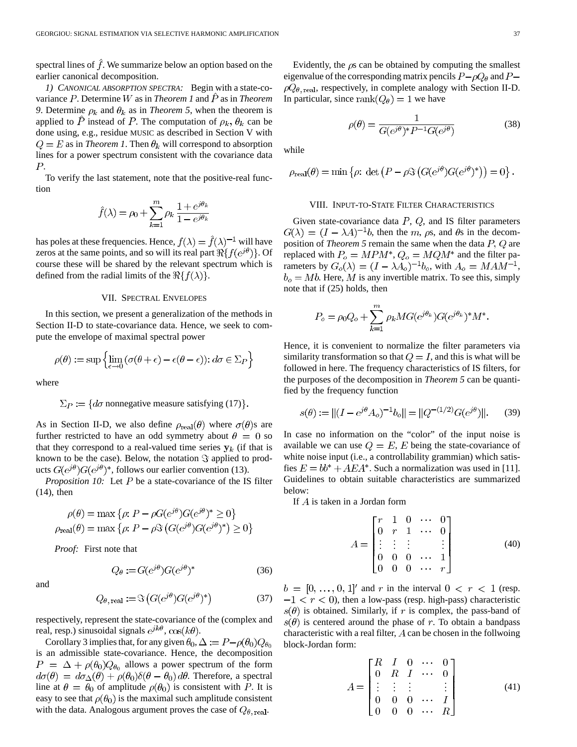spectral lines of $\hat{f}$. We summarize below an option based on the earlier canonical decomposition.

*1) Canonical Absorption Spectra:* Begin with a state-covariance $P$. Determine $W$ as in *Theorem 1* and $\hat{P}$ as in *Theorem 9*. Determine $\rho_k$ and $\theta_k$ as in *Theorem 5*, when the theorem is applied to $\hat{P}$ instead of $P$. The computation of $\rho_k, \theta_k$ can be done using, e.g., residue MUSIC as described in Section V with $Q = E$ as in *Theorem 1*. Then $\theta_k$ will correspond to absorption lines for a power spectrum consistent with the covariance data $P$.

To verify the last statement, note that the positive-real function

$$\hat{f}(\lambda) = \rho_0 + \sum_{k=1}^{m} \rho_k \frac{1 + e^{j\theta_k}}{1 - e^{j\theta_k}}$$

has poles at these frequencies. Hence, $f(\lambda) = \hat{f}(\lambda)^{-1}$ will have zeros at the same points, and so will its real part $\Re\{f(e^{j\theta})\}$. Of course these will be shared by the relevant spectrum which is defined from the radial limits of the $\Re\{f(\lambda)\}$.

## VII. Spectral Envelopes

In this section, we present a generalization of the methods in Section II-D to state-covariance data. Hence, we seek to compute the envelope of maximal spectral power

$$\rho(\theta) := \sup\left\{ \lim_{\epsilon \to 0} (\sigma(\theta + \epsilon) - \epsilon(\theta - \epsilon)) \colon d\sigma \in \Sigma_P \right\}$$

where

$$\Sigma_P := \{d\sigma \text{ nonnegative measure satisfying (17)}\}.$$

As in Section II-D, we also define $\rho_{\text{real}}(\theta)$ where $\sigma(\theta)$s are further restricted to have an odd symmetry about $\theta = 0$ so that they correspond to a real-valued time series $\mathbf{y}_k$ (if that is known to be the case). Below, the notation $\Im$ applied to products $G(e^{j\theta})G(e^{j\theta})^*$, follows our earlier convention (13).

*Proposition 10:* Let $P$ be a state-covariance of the IS filter (14), then

$$\rho(\theta) = \max\left\{\rho \colon P - \rho G(e^{j\theta})G(e^{j\theta})^* \geq 0\right\}$$
$$\rho_{\text{real}}(\theta) = \max\left\{\rho \colon P - \rho \Im\left(G(e^{j\theta})G(e^{j\theta})^*\right) \geq 0\right\}$$

*Proof:* First note that

$$Q_\theta := G(e^{j\theta})G(e^{j\theta})^* \tag{36}$$

and

$$Q_{\theta,\text{real}} := \Im\left(G(e^{j\theta})G(e^{j\theta})^*\right) \tag{37}$$

respectively, represent the state-covariance of the (complex and real, resp.) sinusoidal signals $e^{jk\theta}$, $\cos(k\theta)$.

Corollary 3 implies that, for any given $\theta_0$, $\Delta := P - \rho(\theta_0)Q_{\theta_0}$ is an admissible state-covariance. Hence, the decomposition $P = \Delta + \rho(\theta_0)Q_{\theta_0}$ allows a power spectrum of the form $d\sigma(\theta) = d\sigma_\Delta(\theta) + \rho(\theta_0)\delta(\theta - \theta_0)\,d\theta$. Therefore, a spectral line at $\theta = \theta_0$ of amplitude $\rho(\theta_0)$ is consistent with $P$. It is easy to see that $\rho(\theta_0)$ is the maximal such amplitude consistent with the data. Analogous argument proves the case of $Q_{\theta,\text{real}}$.

Evidently, the $\rho$s can be obtained by computing the smallest eigenvalue of the corresponding matrix pencils $P - \rho Q_\theta$ and $P - \rho Q_{\theta,\text{real}}$, respectively, in complete analogy with Section II-D. In particular, since $\text{rank}(Q_\theta) = 1$ we have

$$\rho(\theta) = \frac{1}{G(e^{j\theta})^* P^{-1} G(e^{j\theta})} \tag{38}$$

while

$$\rho_{\text{real}}(\theta) = \min\left\{\rho \colon \det\left(P - \rho \Im\left(G(e^{j\theta})G(e^{j\theta})^*\right)\right) = 0\right\}.$$

## VIII. Input-to-State Filter Characteristics

Given state-covariance data $P$, $Q$, and IS filter parameters $G(\lambda) = (I - \lambda A)^{-1} b$, then the $m$, $\rho$s, and $\theta$s in the decomposition of *Theorem 5* remain the same when the data $P$, $Q$ are replaced with $P_o = MPM^*$, $Q_o = MQM^*$ and the filter parameters by $G_o(\lambda) = (I - \lambda A_o)^{-1} b_o$, with $A_o = MAM^{-1}$, $b_o = Mb$. Here, $M$ is any invertible matrix. To see this, simply note that if (25) holds, then

$$P_o = \rho_0 Q_o + \sum_{k=1}^{m} \rho_k M G(e^{j\theta_k}) G(e^{j\theta_k})^* M^*.$$

Hence, it is convenient to normalize the filter parameters via similarity transformation so that $Q = I$, and this is what will be followed in here. The frequency characteristics of IS filters, for the purposes of the decomposition in *Theorem 5* can be quantified by the frequency function

$$s(\theta) := \|(I - e^{j\theta} A_o)^{-1} b_o\| = \|Q^{-(1/2)} G(e^{j\theta})\|. \tag{39}$$

In case no information on the "color" of the input noise is available we can use $Q = E$, $E$ being the state-covariance of white noise input (i.e., a controllability grammian) which satisfies $E = bb^* + AEA^*$. Such a normalization was used in [11]. Guidelines to obtain suitable characteristics are summarized below:

If $A$ is taken in a Jordan form

$$A = \begin{bmatrix} r & 1 & 0 & \cdots & 0 \\ 0 & r & 1 & \cdots & 0 \\ \vdots & \vdots & \vdots & & \vdots \\ 0 & 0 & 0 & \cdots & 1 \\ 0 & 0 & 0 & \cdots & r \end{bmatrix} \tag{40}$$

$b = [0, \ldots, 0, 1]'$ and $r$ in the interval $0 < r < 1$ (resp. $-1 < r < 0$), then a low-pass (resp. high-pass) characteristic $s(\theta)$ is obtained. Similarly, if $r$ is complex, the pass-band of $s(\theta)$ is centered around the phase of $r$. To obtain a bandpass characteristic with a real filter, $A$ can be chosen in the follwoing block-Jordan form:

$$A = \begin{bmatrix} R & I & 0 & \cdots & 0 \\ 0 & R & I & \cdots & 0 \\ \vdots & \vdots & \vdots & & \vdots \\ 0 & 0 & 0 & \cdots & I \\ 0 & 0 & 0 & \cdots & R \end{bmatrix} \tag{41}$$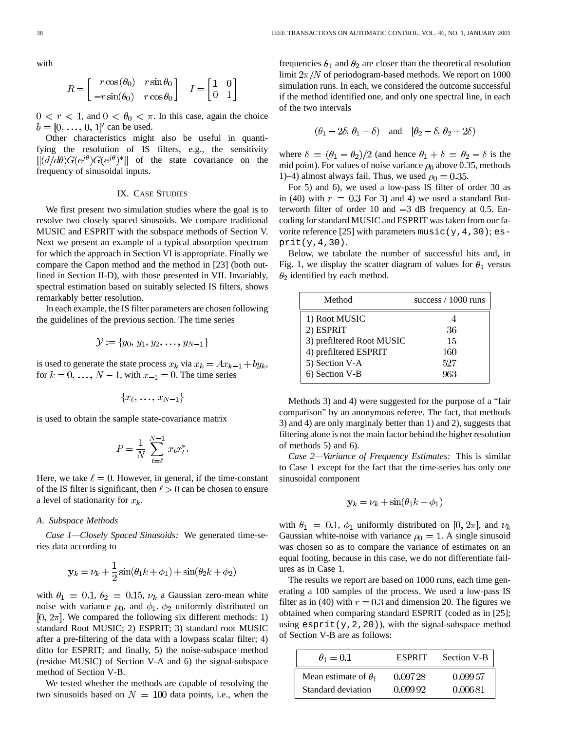with

$$R = \begin{bmatrix} r\cos(\theta_0) & r\sin\theta_0 \\ -r\sin(\theta_0) & r\cos\theta_0 \end{bmatrix} \quad I = \begin{bmatrix} 1 & 0 \\ 0 & 1 \end{bmatrix}$$

$0 < r < 1$, and $0 < \theta_0 < \pi$. In this case, again the choice $b = [0, \ldots, 0, 1]'$ can be used.

Other characteristics might also be useful in quantifying the resolution of IS filters, e.g., the sensitivity $\|(d/d\theta)G(e^{j\theta})G(e^{j\theta})^*\|$ of the state covariance on the frequency of sinusoidal inputs.

## IX. Case Studies

We first present two simulation studies where the goal is to resolve two closely spaced sinusoids. We compare traditional MUSIC and ESPRIT with the subspace methods of Section V. Next we present an example of a typical absorption spectrum for which the approach in Section VI is appropriate. Finally we compare the Capon method and the method in [23] (both outlined in Section II-D), with those presented in VII. Invariably, spectral estimation based on suitably selected IS filters, shows remarkably better resolution.

In each example, the IS filter parameters are chosen following the guidelines of the previous section. The time series

$$\mathcal{Y} := \{y_0, y_1, y_2, \ldots, y_{N-1}\}$$

is used to generate the state process $x_k$ via $x_k = Ax_{k-1} + by_k$, for $k = 0, \ldots, N-1$, with $x_{-1} = 0$. The time series

$$\{x_\ell, \ldots, x_{N-1}\}$$

is used to obtain the sample state-covariance matrix

$$P = \frac{1}{N}\sum_{t=\ell}^{N-1} x_t x_t^*.$$

Here, we take $\ell = 0$. However, in general, if the time-constant of the IS filter is significant, then $\ell > 0$ can be chosen to ensure a level of stationarity for $x_k$.

### A. Subspace Methods

*Case 1—Closely Spaced Sinusoids:* We generated time-series data according to

$$\mathbf{y}_k = \nu_k + \frac{1}{2}\sin(\theta_1 k + \phi_1) + \sin(\theta_2 k + \phi_2)$$

with $\theta_1 = 0.1$, $\theta_2 = 0.15$, $\nu_k$ a Gaussian zero-mean white noise with variance $\rho_0$, and $\phi_1$, $\phi_2$ uniformly distributed on $[0, 2\pi]$. We compared the following six different methods: 1) standard Root MUSIC; 2) ESPRIT; 3) standard root MUSIC after a pre-filtering of the data with a lowpass scalar filter; 4) ditto for ESPRIT; and finally, 5) the noise-subspace method (residue MUSIC) of Section V-A and 6) the signal-subspace method of Section V-B.

We tested whether the methods are capable of resolving the two sinusoids based on $N = 100$ data points, i.e., when the frequencies $\theta_1$ and $\theta_2$ are closer than the theoretical resolution limit $2\pi/N$ of periodogram-based methods. We report on 1000 simulation runs. In each, we considered the outcome successful if the method identified one, and only one spectral line, in each of the two intervals

$$(\theta_1 - 2\delta, \theta_1 + \delta) \quad \text{and} \quad [\theta_2 - \delta, \theta_2 + 2\delta)$$

where $\delta = (\theta_1 - \theta_2)/2$ (and hence $\theta_1 + \delta = \theta_2 - \delta$ is the mid point). For values of noise variance $\rho_0$ above 0.35, methods 1)–4) almost always fail. Thus, we used $\rho_0 = 0.35$.

For 5) and 6), we used a low-pass IS filter of order 30 as in (40) with $r = 0.3$ For 3) and 4) we used a standard Butterworth filter of order 10 and $-3$ dB frequency at 0.5. Encoding for standard MUSIC and ESPRIT was taken from our favorite reference [25] with parameters `music(y,4,30)`; `esprit(y,4,30)`.

Below, we tabulate the number of successful hits and, in Fig. 1, we display the scatter diagram of values for $\theta_1$ versus $\theta_2$ identified by each method.

| Method | success / 1000 runs |
|---|---|
| 1) Root MUSIC | 4 |
| 2) ESPRIT | 36 |
| 3) prefiltered Root MUSIC | 15 |
| 4) prefiltered ESPRIT | 160 |
| 5) Section V-A | 527 |
| 6) Section V-B | 963 |

Methods 3) and 4) were suggested for the purpose of a "fair comparison" by an anonymous referee. The fact, that methods 3) and 4) are only marginaly better than 1) and 2), suggests that filtering alone is not the main factor behind the higher resolution of methods 5) and 6).

*Case 2—Variance of Frequency Estimates:* This is similar to Case 1 except for the fact that the time-series has only one sinusoidal component

$$\mathbf{y}_k = \nu_k + \sin(\theta_1 k + \phi_1)$$

with $\theta_1 = 0.1$, $\phi_1$ uniformly distributed on $[0, 2\pi]$, and $\nu_k$ Gaussian white-noise with variance $\rho_0 = 1$. A single sinusoid was chosen so as to compare the variance of estimates on an equal footing, because in this case, we do not differentiate failures as in Case 1.

The results we report are based on 1000 runs, each time generating a 100 samples of the process. We used a low-pass IS filter as in (40) with $r = 0.3$ and dimension 20. The figures we obtained when comparing standard ESPRIT (coded as in [25]; using `esprit(y,2,20)`), with the signal-subspace method of Section V-B are as follows:

| $\theta_1 = 0.1$ | ESPRIT | Section V-B |
|---|---|---|
| Mean estimate of $\theta_1$ | 0.09728 | 0.09957 |
| Standard deviation | 0.09992 | 0.00681 |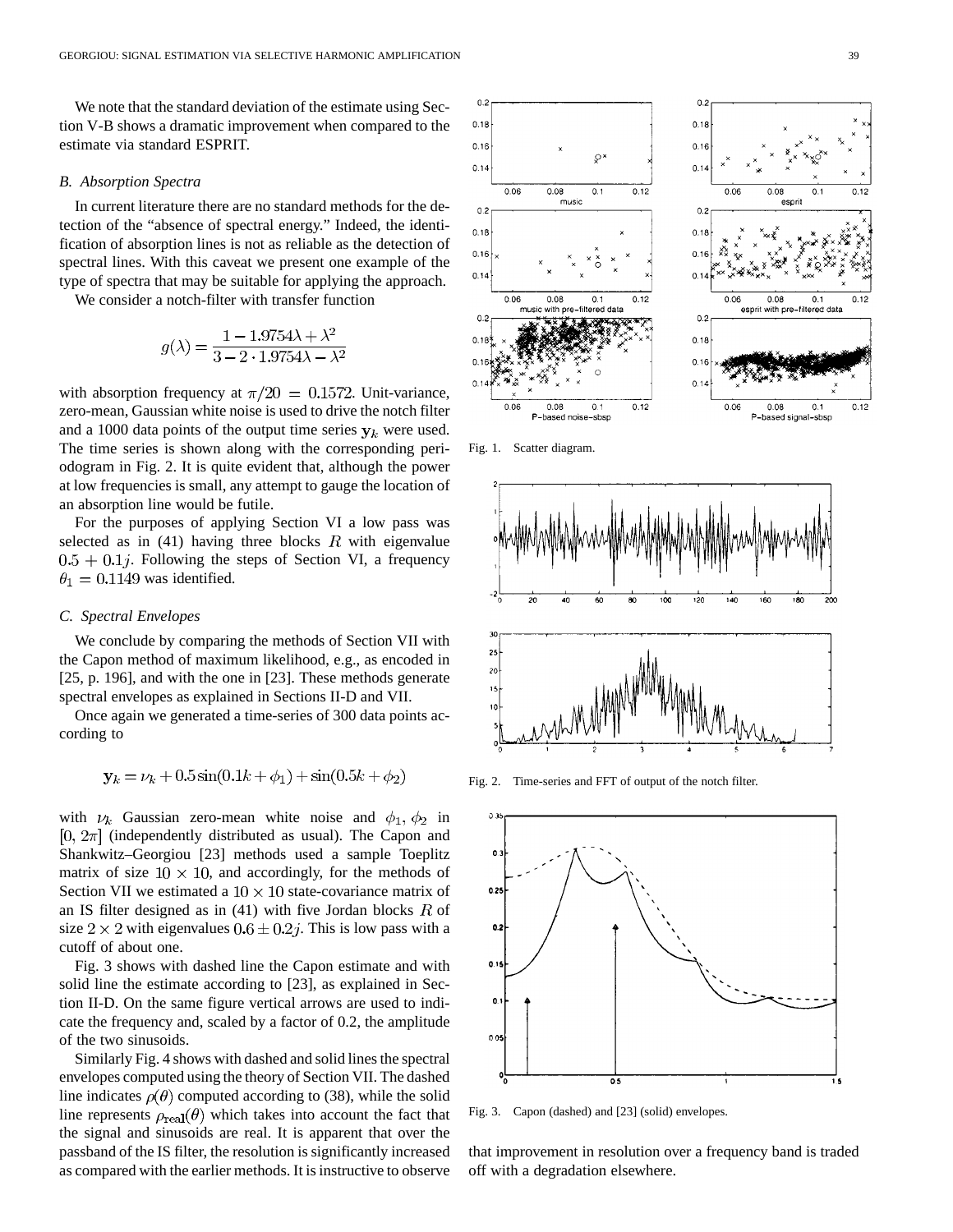We note that the standard deviation of the estimate using Section V-B shows a dramatic improvement when compared to the estimate via standard ESPRIT.

### B. Absorption Spectra

In current literature there are no standard methods for the detection of the "absence of spectral energy." Indeed, the identification of absorption lines is not as reliable as the detection of spectral lines. With this caveat we present one example of the type of spectra that may be suitable for applying the approach.

We consider a notch-filter with transfer function

$$g(\lambda) = \frac{1 - 1.9754\lambda + \lambda^2}{3 - 2 \cdot 1.9754\lambda - \lambda^2}$$

with absorption frequency at $\pi/20 = 0.1572$. Unit-variance, zero-mean, Gaussian white noise is used to drive the notch filter and a 1000 data points of the output time series $\mathbf{y}_k$ were used. The time series is shown along with the corresponding periodogram in Fig. 2. It is quite evident that, although the power at low frequencies is small, any attempt to gauge the location of an absorption line would be futile.

For the purposes of applying Section VI a low pass was selected as in (41) having three blocks $R$ with eigenvalue $0.5 + 0.1j$. Following the steps of Section VI, a frequency $\theta_1 = 0.1149$ was identified.

### C. Spectral Envelopes

We conclude by comparing the methods of Section VII with the Capon method of maximum likelihood, e.g., as encoded in [25, p. 196], and with the one in [23]. These methods generate spectral envelopes as explained in Sections II-D and VII.

Once again we generated a time-series of 300 data points according to

$$\mathbf{y}_k = \nu_k + 0.5\sin(0.1k + \phi_1) + \sin(0.5k + \phi_2)$$

with $\nu_k$ Gaussian zero-mean white noise and $\phi_1, \phi_2$ in $[0, 2\pi]$ (independently distributed as usual). The Capon and Shankwitz–Georgiou [23] methods used a sample Toeplitz matrix of size $10 \times 10$, and accordingly, for the methods of Section VII we estimated a $10 \times 10$ state-covariance matrix of an IS filter designed as in (41) with five Jordan blocks $R$ of size $2 \times 2$ with eigenvalues $0.6 \pm 0.2j$. This is low pass with a cutoff of about one.

Fig. 3 shows with dashed line the Capon estimate and with solid line the estimate according to [23], as explained in Section II-D. On the same figure vertical arrows are used to indicate the frequency and, scaled by a factor of 0.2, the amplitude of the two sinusoids.

Similarly Fig. 4 shows with dashed and solid lines the spectral envelopes computed using the theory of Section VII. The dashed line indicates $\rho(\theta)$ computed according to (38), while the solid line represents $\rho_{\text{real}}(\theta)$ which takes into account the fact that the signal and sinusoids are real. It is apparent that over the passband of the IS filter, the resolution is significantly increased as compared with the earlier methods. It is instructive to observe that improvement in resolution over a frequency band is traded off with a degradation elsewhere.

Fig. 1. Scatter diagram.

Fig. 2. Time-series and FFT of output of the notch filter.

Fig. 3. Capon (dashed) and [23] (solid) envelopes.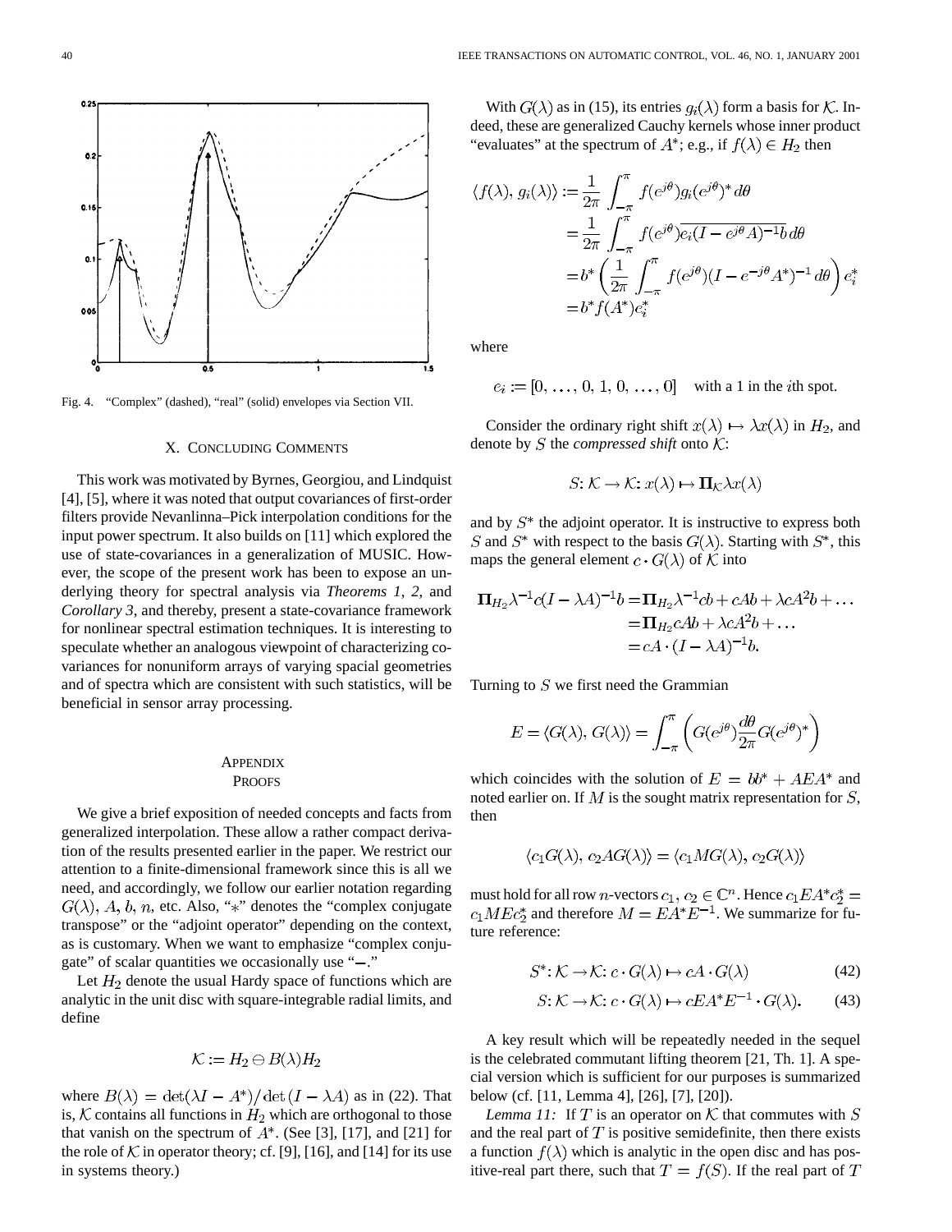Fig. 4. "Complex" (dashed), "real" (solid) envelopes via Section VII.

## X. Concluding Comments

This work was motivated by Byrnes, Georgiou, and Lindquist [4], [5], where it was noted that output covariances of first-order filters provide Nevanlinna–Pick interpolation conditions for the input power spectrum. It also builds on [11] which explored the use of state-covariances in a generalization of MUSIC. However, the scope of the present work has been to expose an underlying theory for spectral analysis via *Theorems 1, 2,* and *Corollary 3*, and thereby, present a state-covariance framework for nonlinear spectral estimation techniques. It is interesting to speculate whether an analogous viewpoint of characterizing covariances for nonuniform arrays of varying spacial geometries and of spectra which are consistent with such statistics, will be beneficial in sensor array processing.

## Appendix
## Proofs

We give a brief exposition of needed concepts and facts from generalized interpolation. These allow a rather compact derivation of the results presented earlier in the paper. We restrict our attention to a finite-dimensional framework since this is all we need, and accordingly, we follow our earlier notation regarding $G(\lambda)$, $A$, $b$, $n$, etc. Also, "$*$" denotes the "complex conjugate transpose" or the "adjoint operator" depending on the context, as is customary. When we want to emphasize "complex conjugate" of scalar quantities we occasionally use "$\bar{\ }$."

Let $H_2$ denote the usual Hardy space of functions which are analytic in the unit disc with square-integrable radial limits, and define

$$\mathcal{K} := H_2 \ominus B(\lambda)H_2$$

where $B(\lambda) = \det(\lambda I - A^*)/\det(I - \lambda A)$ as in (22). That is, $\mathcal{K}$ contains all functions in $H_2$ which are orthogonal to those that vanish on the spectrum of $A^*$. (See [3], [17], and [21] for the role of $\mathcal{K}$ in operator theory; cf. [9], [16], and [14] for its use in systems theory.)

With $G(\lambda)$ as in (15), its entries $g_i(\lambda)$ form a basis for $\mathcal{K}$. Indeed, these are generalized Cauchy kernels whose inner product "evaluates" at the spectrum of $A^*$; e.g., if $f(\lambda) \in H_2$ then

$$\begin{aligned}
\langle f(\lambda), g_i(\lambda)\rangle &:= \frac{1}{2\pi}\int_{-\pi}^{\pi} f(e^{j\theta}) g_i(e^{j\theta})^* \, d\theta \\
&= \frac{1}{2\pi}\int_{-\pi}^{\pi} f(e^{j\theta}) \overline{e_i(I - e^{j\theta}A)^{-1}b} \, d\theta \\
&= b^* \left(\frac{1}{2\pi}\int_{-\pi}^{\pi} f(e^{j\theta})(I - e^{-j\theta}A^*)^{-1}\, d\theta\right) e_i^* \\
&= b^* f(A^*) e_i^*
\end{aligned}$$

where

$$e_i := [0, \ldots, 0, 1, 0, \ldots, 0] \quad \text{with a 1 in the } i\text{th spot.}$$

Consider the ordinary right shift $x(\lambda) \mapsto \lambda x(\lambda)$ in $H_2$, and denote by $S$ the *compressed shift* onto $\mathcal{K}$:

$$S: \mathcal{K} \to \mathcal{K}: x(\lambda) \mapsto \mathbf{\Pi}_{\mathcal{K}} \lambda x(\lambda)$$

and by $S^*$ the adjoint operator. It is instructive to express both $S$ and $S^*$ with respect to the basis $G(\lambda)$. Starting with $S^*$, this maps the general element $c \cdot G(\lambda)$ of $\mathcal{K}$ into

$$\begin{aligned}
\mathbf{\Pi}_{H_2} \lambda^{-1} c(I - \lambda A)^{-1} b &= \mathbf{\Pi}_{H_2} \lambda^{-1} cb + cAb + \lambda cA^2 b + \ldots \\
&= \mathbf{\Pi}_{H_2} cAb + \lambda cA^2 b + \ldots \\
&= cA \cdot (I - \lambda A)^{-1} b.
\end{aligned}$$

Turning to $S$ we first need the Grammian

$$E = \langle G(\lambda), G(\lambda)\rangle = \int_{-\pi}^{\pi} \left( G(e^{j\theta}) \frac{d\theta}{2\pi} G(e^{j\theta})^* \right)$$

which coincides with the solution of $E = bb^* + AEA^*$ and noted earlier on. If $M$ is the sought matrix representation for $S$, then

$$\langle c_1 G(\lambda), c_2 AG(\lambda)\rangle = \langle c_1 MG(\lambda), c_2 G(\lambda)\rangle$$

must hold for all row $n$-vectors $c_1, c_2 \in \mathbb{C}^n$. Hence $c_1 EA^* c_2^* = c_1 MEc_2^*$ and therefore $M = EA^*E^{-1}$. We summarize for future reference:

$$S^*: \mathcal{K} \to \mathcal{K}: c \cdot G(\lambda) \mapsto cA \cdot G(\lambda) \tag{42}$$

$$S: \mathcal{K} \to \mathcal{K}: c \cdot G(\lambda) \mapsto cEA^*E^{-1} \cdot G(\lambda). \tag{43}$$

A key result which will be repeatedly needed in the sequel is the celebrated commutant lifting theorem [21, Th. 1]. A special version which is sufficient for our purposes is summarized below (cf. [11, Lemma 4], [26], [7], [20]).

*Lemma 11:* If $T$ is an operator on $\mathcal{K}$ that commutes with $S$ and the real part of $T$ is positive semidefinite, then there exists a function $f(\lambda)$ which is analytic in the open disc and has positive-real part there, such that $T = f(S)$. If the real part of $T$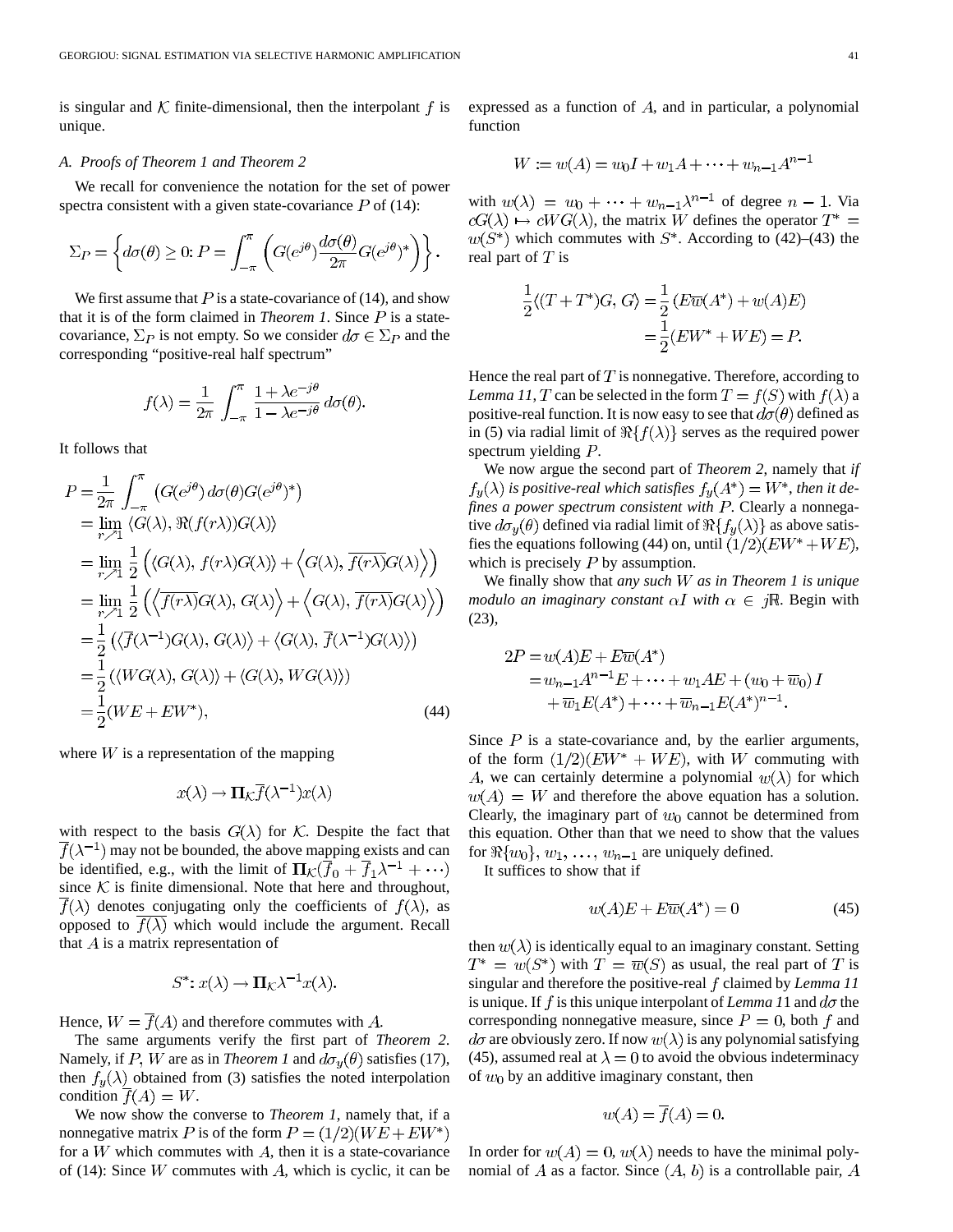is singular and $\mathcal{K}$ finite-dimensional, then the interpolant $f$ is unique.

### A. Proofs of Theorem 1 and Theorem 2

We recall for convenience the notation for the set of power spectra consistent with a given state-covariance $P$ of (14):

$$\Sigma_P = \left\{ d\sigma(\theta) \geq 0 \colon P = \int_{-\pi}^{\pi} \left( G(e^{j\theta}) \frac{d\sigma(\theta)}{2\pi} G(e^{j\theta})^* \right) \right\}.$$

We first assume that $P$ is a state-covariance of (14), and show that it is of the form claimed in *Theorem 1*. Since $P$ is a state-covariance, $\Sigma_P$ is not empty. So we consider $d\sigma \in \Sigma_P$ and the corresponding "positive-real half spectrum"

$$f(\lambda) = \frac{1}{2\pi} \int_{-\pi}^{\pi} \frac{1 + \lambda e^{-j\theta}}{1 - \lambda e^{-j\theta}} \, d\sigma(\theta).$$

It follows that

$$\begin{aligned}
P &= \frac{1}{2\pi} \int_{-\pi}^{\pi} \left( G(e^{j\theta}) \, d\sigma(\theta) G(e^{j\theta})^* \right) \\
&= \lim_{r \nearrow 1} \left\langle G(\lambda), \Re(f(r\lambda)) G(\lambda) \right\rangle \\
&= \lim_{r \nearrow 1} \frac{1}{2} \left( \langle G(\lambda), f(r\lambda) G(\lambda) \rangle + \left\langle G(\lambda), \overline{f(r\lambda)} G(\lambda) \right\rangle \right) \\
&= \lim_{r \nearrow 1} \frac{1}{2} \left( \left\langle \overline{f(r\lambda)} G(\lambda), G(\lambda) \right\rangle + \left\langle G(\lambda), \overline{f(r\lambda)} G(\lambda) \right\rangle \right) \\
&= \frac{1}{2} \left( \langle \overline{f}(\lambda^{-1}) G(\lambda), G(\lambda) \rangle + \langle G(\lambda), \overline{f}(\lambda^{-1}) G(\lambda) \rangle \right) \\
&= \frac{1}{2} \left( \langle W G(\lambda), G(\lambda) \rangle + \langle G(\lambda), W G(\lambda) \rangle \right) \\
&= \frac{1}{2} (WE + EW^*), \qquad (44)
\end{aligned}$$

where $W$ is a representation of the mapping

$$x(\lambda) \to \mathbf{\Pi}_{\mathcal{K}} \overline{f}(\lambda^{-1}) x(\lambda)$$

with respect to the basis $G(\lambda)$ for $\mathcal{K}$. Despite the fact that $\overline{f}(\lambda^{-1})$ may not be bounded, the above mapping exists and can be identified, e.g., with the limit of $\mathbf{\Pi}_{\mathcal{K}}(\overline{f}_0 + \overline{f}_1 \lambda^{-1} + \cdots)$ since $\mathcal{K}$ is finite dimensional. Note that here and throughout, $\overline{f}(\lambda)$ denotes conjugating only the coefficients of $f(\lambda)$, as opposed to $\overline{f(\lambda)}$ which would include the argument. Recall that $A$ is a matrix representation of

$$S^* \colon x(\lambda) \to \mathbf{\Pi}_{\mathcal{K}} \lambda^{-1} x(\lambda).$$

Hence, $W = \overline{f}(A)$ and therefore commutes with $A$.

The same arguments verify the first part of *Theorem 2*. Namely, if $P$, $W$ are as in *Theorem 1* and $d\sigma_y(\theta)$ satisfies (17), then $f_y(\lambda)$ obtained from (3) satisfies the noted interpolation condition $\overline{f}(A) = W$.

We now show the converse to *Theorem 1*, namely that, if a nonnegative matrix $P$ is of the form $P = (1/2)(WE + EW^*)$ for a $W$ which commutes with $A$, then it is a state-covariance of (14): Since $W$ commutes with $A$, which is cyclic, it can be expressed as a function of $A$, and in particular, a polynomial function

$$W := w(A) = w_0 I + w_1 A + \cdots + w_{n-1} A^{n-1}$$

with $w(\lambda) = w_0 + \cdots + w_{n-1}\lambda^{n-1}$ of degree $n-1$. Via $cG(\lambda) \mapsto cWG(\lambda)$, the matrix $W$ defines the operator $T^* = w(S^*)$ which commutes with $S^*$. According to (42)–(43) the real part of $T$ is

$$\begin{aligned}
\frac{1}{2} \langle (T + T^*) G, G \rangle &= \frac{1}{2} \left( E \overline{w}(A^*) + w(A) E \right) \\
&= \frac{1}{2} (EW^* + WE) = P.
\end{aligned}$$

Hence the real part of $T$ is nonnegative. Therefore, according to *Lemma 11*, $T$ can be selected in the form $T = f(S)$ with $f(\lambda)$ a positive-real function. It is now easy to see that $d\sigma(\theta)$ defined as in (5) via radial limit of $\Re\{f(\lambda)\}$ serves as the required power spectrum yielding $P$.

We now argue the second part of *Theorem 2*, namely that *if $f_y(\lambda)$ is positive-real which satisfies $f_y(A^*) = W^*$, then it defines a power spectrum consistent with $P$*. Clearly a nonnegative $d\sigma_y(\theta)$ defined via radial limit of $\Re\{f_y(\lambda)\}$ as above satisfies the equations following (44) on, until $(1/2)(EW^* + WE)$, which is precisely $P$ by assumption.

We finally show that *any such $W$ as in Theorem 1 is unique modulo an imaginary constant $\alpha I$ with $\alpha \in j\mathbb{R}$*. Begin with (23),

$$\begin{aligned}
2P &= w(A)E + E\overline{w}(A^*) \\
&= w_{n-1} A^{n-1} E + \cdots + w_1 AE + (w_0 + \overline{w}_0) I \\
&\quad + \overline{w}_1 E(A^*) + \cdots + \overline{w}_{n-1} E(A^*)^{n-1}.
\end{aligned}$$

Since $P$ is a state-covariance and, by the earlier arguments, of the form $(1/2)(EW^* + WE)$, with $W$ commuting with $A$, we can certainly determine a polynomial $w(\lambda)$ for which $w(A) = W$ and therefore the above equation has a solution. Clearly, the imaginary part of $w_0$ cannot be determined from this equation. Other than that we need to show that the values for $\Re\{w_0\}, w_1, \ldots, w_{n-1}$ are uniquely defined.

It suffices to show that if

$$w(A)E + E\overline{w}(A^*) = 0 \qquad (45)$$

then $w(\lambda)$ is identically equal to an imaginary constant. Setting $T^* = w(S^*)$ with $T = \overline{w}(S)$ as usual, the real part of $T$ is singular and therefore the positive-real $f$ claimed by *Lemma 11* is unique. If $f$ is this unique interpolant of *Lemma 11* and $d\sigma$ the corresponding nonnegative measure, since $P = 0$, both $f$ and $d\sigma$ are obviously zero. If now $w(\lambda)$ is any polynomial satisfying (45), assumed real at $\lambda = 0$ to avoid the obvious indeterminacy of $w_0$ by an additive imaginary constant, then

$$w(A) = \overline{f}(A) = 0.$$

In order for $w(A) = 0$, $w(\lambda)$ needs to have the minimal polynomial of $A$ as a factor. Since $(A, b)$ is a controllable pair, $A$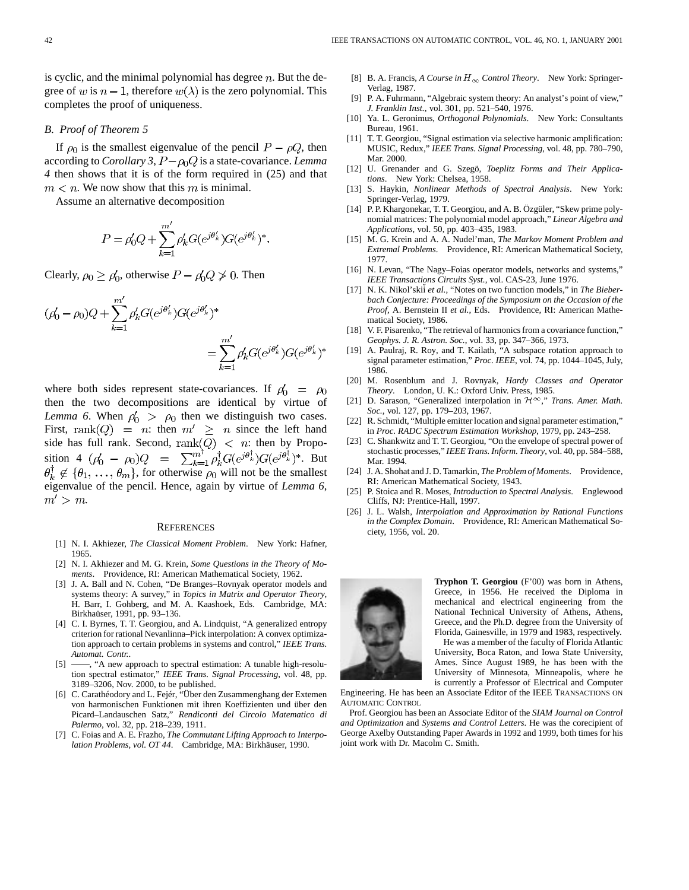is cyclic, and the minimal polynomial has degree $n$. But the degree of $w$ is $n-1$, therefore $w(\lambda)$ is the zero polynomial. This completes the proof of uniqueness.

### *B. Proof of Theorem 5*

If $\rho_0$ is the smallest eigenvalue of the pencil $P - \rho Q$, then according to *Corollary 3*, $P - \rho_0 Q$ is a state-covariance. *Lemma 4* then shows that it is of the form required in (25) and that $m < n$. We now show that this $m$ is minimal.

Assume an alternative decomposition

$$P = \rho_0' Q + \sum_{k=1}^{m'} \rho_k' G(e^{j\theta_k'}) G(e^{j\theta_k'})^*.$$

Clearly, $\rho_0 \geq \rho_0'$, otherwise $P - \rho_0' Q \not\geq 0$. Then

$$(\rho_0' - \rho_0) Q + \sum_{k=1}^{m'} \rho_k' G(e^{j\theta_k'}) G(e^{j\theta_k'})^* = \sum_{k=1}^{m'} \rho_k' G(e^{j\theta_k'}) G(e^{j\theta_k'})^*$$

where both sides represent state-covariances. If $\rho_0' = \rho_0$ then the two decompositions are identical by virtue of *Lemma 6*. When $\rho_0' > \rho_0$ then we distinguish two cases. First, $\operatorname{rank}(Q) = n$: then $m' \geq n$ since the left hand side has full rank. Second, $\operatorname{rank}(Q) < n$: then by Proposition 4 $(\rho_0' - \rho_0) Q = \sum_{k=1}^{m^\dagger} \rho_k^\dagger G(e^{j\theta_k^\dagger}) G(e^{j\theta_k^\dagger})^*$. But $\theta_k^\dagger \notin \{\theta_1, \ldots, \theta_m\}$, for otherwise $\rho_0$ will not be the smallest eigenvalue of the pencil. Hence, again by virtue of *Lemma 6*, $m' > m$.

## References

[1] N. I. Akhiezer, *The Classical Moment Problem*. New York: Hafner, 1965.

[2] N. I. Akhiezer and M. G. Krein, *Some Questions in the Theory of Moments*. Providence, RI: American Mathematical Society, 1962.

[3] J. A. Ball and N. Cohen, "De Branges–Rovnyak operator models and systems theory: A survey," in *Topics in Matrix and Operator Theory*, H. Barr, I. Gohberg, and M. A. Kaashoek, Eds. Cambridge, MA: Birkhaüser, 1991, pp. 93–136.

[4] C. I. Byrnes, T. T. Georgiou, and A. Lindquist, "A generalized entropy criterion for rational Nevanlinna–Pick interpolation: A convex optimization approach to certain problems in systems and control," *IEEE Trans. Automat. Contr.*.

[5] ——, "A new approach to spectral estimation: A tunable high-resolution spectral estimator," *IEEE Trans. Signal Processing*, vol. 48, pp. 3189–3206, Nov. 2000, to be published.

[6] C. Carathéodory and L. Fejér, "Über den Zusammenghang der Extemen von harmonischen Funktionen mit ihren Koeffizienten und über den Picard–Landauschen Satz," *Rendiconti del Circolo Matematico di Palermo*, vol. 32, pp. 218–239, 1911.

[7] C. Foias and A. E. Frazho, *The Commutant Lifting Approach to Interpolation Problems, vol. OT 44*. Cambridge, MA: Birkhäuser, 1990.

[8] B. A. Francis, *A Course in $H_\infty$ Control Theory*. New York: Springer-Verlag, 1987.

[9] P. A. Fuhrmann, "Algebraic system theory: An analyst's point of view," *J. Franklin Inst.*, vol. 301, pp. 521–540, 1976.

[10] Ya. L. Geronimus, *Orthogonal Polynomials*. New York: Consultants Bureau, 1961.

[11] T. T. Georgiou, "Signal estimation via selective harmonic amplification: MUSIC, Redux," *IEEE Trans. Signal Processing*, vol. 48, pp. 780–790, Mar. 2000.

[12] U. Grenander and G. Szegö, *Toeplitz Forms and Their Applications*. New York: Chelsea, 1958.

[13] S. Haykin, *Nonlinear Methods of Spectral Analysis*. New York: Springer-Verlag, 1979.

[14] P. P. Khargonekar, T. T. Georgiou, and A. B. Özgüler, "Skew prime polynomial matrices: The polynomial model approach," *Linear Algebra and Applications*, vol. 50, pp. 403–435, 1983.

[15] M. G. Krein and A. A. Nudel'man, *The Markov Moment Problem and Extremal Problems*. Providence, RI: American Mathematical Society, 1977.

[16] N. Levan, "The Nagy–Foias operator models, networks and systems," *IEEE Transactions Circuits Syst.*, vol. CAS-23, June 1976.

[17] N. K. Nikol'skiĭ *et al.*, "Notes on two function models," in *The Bieberbach Conjecture: Proceedings of the Symposium on the Occasion of the Proof*, A. Bernstein II *et al.*, Eds. Providence, RI: American Mathematical Society, 1986.

[18] V. F. Pisarenko, "The retrieval of harmonics from a covariance function," *Geophys. J. R. Astron. Soc.*, vol. 33, pp. 347–366, 1973.

[19] A. Paulraj, R. Roy, and T. Kailath, "A subspace rotation approach to signal parameter estimation," *Proc. IEEE*, vol. 74, pp. 1044–1045, July, 1986.

[20] M. Rosenblum and J. Rovnyak, *Hardy Classes and Operator Theory*. London, U. K.: Oxford Univ. Press, 1985.

[21] D. Sarason, "Generalized interpolation in $\mathcal{H}^\infty$," *Trans. Amer. Math. Soc.*, vol. 127, pp. 179–203, 1967.

[22] R. Schmidt, "Multiple emitter location and signal parameter estimation," in *Proc. RADC Spectrum Estimation Workshop*, 1979, pp. 243–258.

[23] C. Shankwitz and T. T. Georgiou, "On the envelope of spectral power of stochastic processes," *IEEE Trans. Inform. Theory*, vol. 40, pp. 584–588, Mar. 1994.

[24] J. A. Shohat and J. D. Tamarkin, *The Problem of Moments*. Providence, RI: American Mathematical Society, 1943.

[25] P. Stoica and R. Moses, *Introduction to Spectral Analysis*. Englewood Cliffs, NJ: Prentice-Hall, 1997.

[26] J. L. Walsh, *Interpolation and Approximation by Rational Functions in the Complex Domain*. Providence, RI: American Mathematical Society, 1956, vol. 20.

**Tryphon T. Georgiou** (F'00) was born in Athens, Greece, in 1956. He received the Diploma in mechanical and electrical engineering from the National Technical University of Athens, Athens, Greece, and the Ph.D. degree from the University of Florida, Gainesville, in 1979 and 1983, respectively.

He was a member of the faculty of Florida Atlantic University, Boca Raton, and Iowa State University, Ames. Since August 1989, he has been with the University of Minnesota, Minneapolis, where he is currently a Professor of Electrical and Computer Engineering. He has been an Associate Editor of the IEEE Transactions on Automatic Control

Prof. Georgiou has been an Associate Editor of the *SIAM Journal on Control and Optimization* and *Systems and Control Letters*. He was the corecipient of George Axelby Outstanding Paper Awards in 1992 and 1999, both times for his joint work with Dr. Macolm C. Smith.